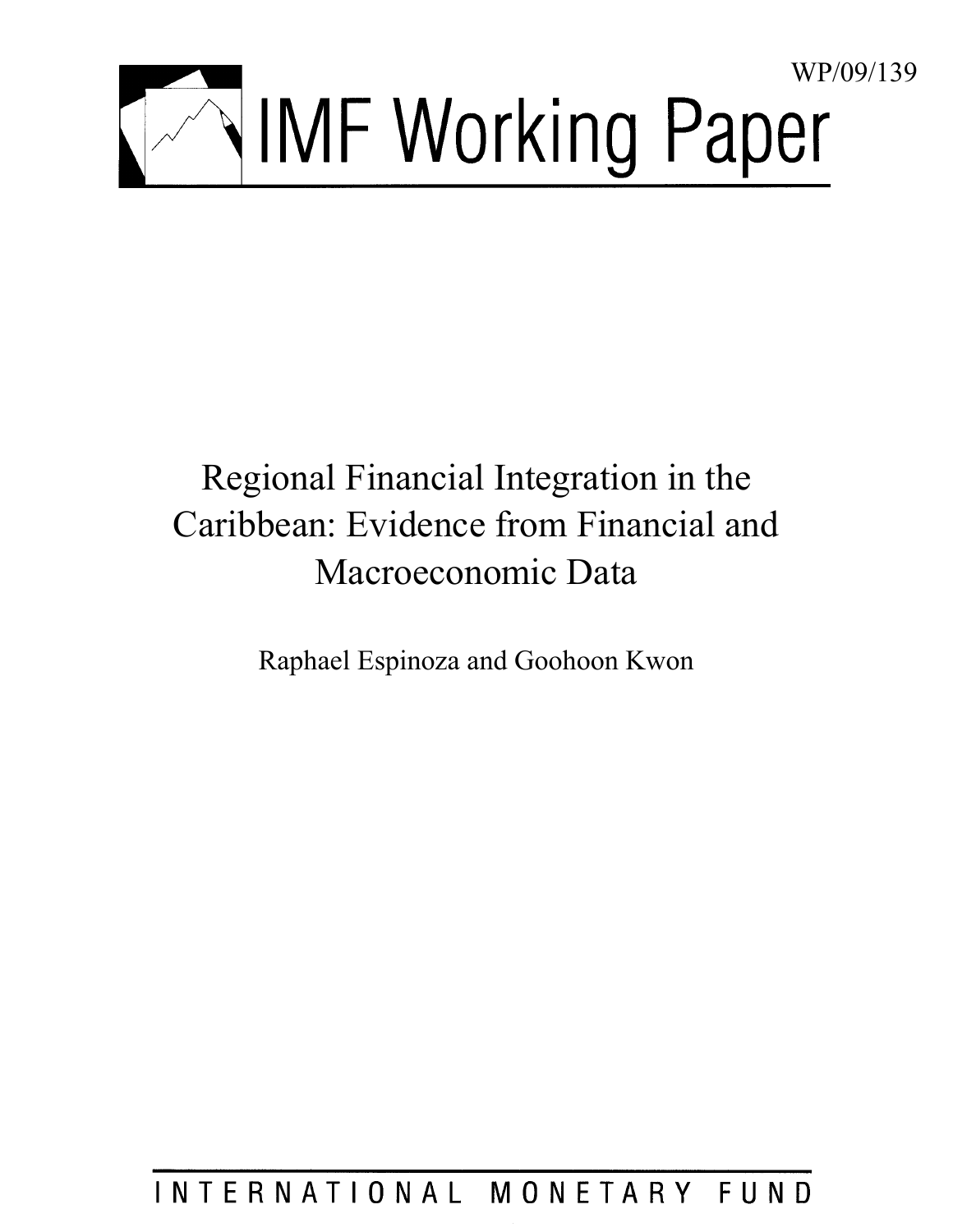WP/09/139

# IMF Working Paper

## Regional Financial Integration in the Caribbean: Evidence from Financial and Macroeconomic Data

Raphael Espinoza and Goohoon Kwon

INTERNATIONAL MONETARY FUND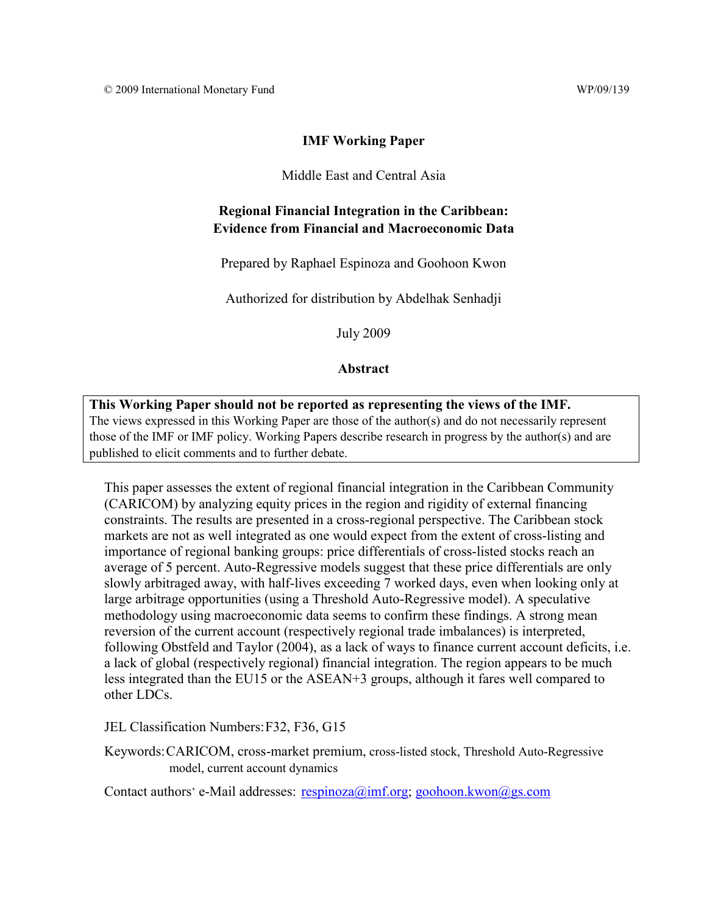© 2009 International Monetary Fund WP/09/139

**IMF Working Paper**

Middle East and Central Asia

## Regional Financial Integration in the Caribbean: Evidence from Financial and Macroeconomic Data

Prepared by Raphael Espinoza and Goohoon Kwon

Authorized for distribution by Abdelhak Senhadji

July 2009

### Abstract

**This Working Paper should not be reported as representing the views of the IMF.**
The views expressed in this Working Paper are those of the author(s) and do not necessarily represent those of the IMF or IMF policy. Working Papers describe research in progress by the author(s) and are published to elicit comments and to further debate.

This paper assesses the extent of regional financial integration in the Caribbean Community (CARICOM) by analyzing equity prices in the region and rigidity of external financing constraints. The results are presented in a cross-regional perspective. The Caribbean stock markets are not as well integrated as one would expect from the extent of cross-listing and importance of regional banking groups: price differentials of cross-listed stocks reach an average of 5 percent. Auto-Regressive models suggest that these price differentials are only slowly arbitraged away, with half-lives exceeding 7 worked days, even when looking only at large arbitrage opportunities (using a Threshold Auto-Regressive model). A speculative methodology using macroeconomic data seems to confirm these findings. A strong mean reversion of the current account (respectively regional trade imbalances) is interpreted, following Obstfeld and Taylor (2004), as a lack of ways to finance current account deficits, i.e. a lack of global (respectively regional) financial integration. The region appears to be much less integrated than the EU15 or the ASEAN+3 groups, although it fares well compared to other LDCs.

JEL Classification Numbers: F32, F36, G15

Keywords: CARICOM, cross-market premium, cross-listed stock, Threshold Auto-Regressive model, current account dynamics

Contact authors' e-Mail addresses: respinoza@imf.org; goohoon.kwon@gs.com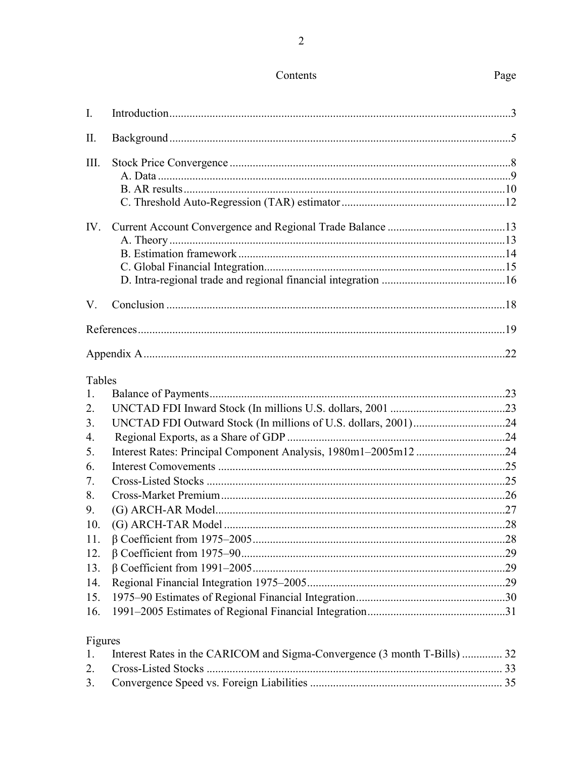# Contents

| | | Page |
|---|---|---|
| I. | Introduction | 3 |
| II. | Background | 5 |
| III. | Stock Price Convergence | 8 |
| | A. Data | 9 |
| | B. AR results | 10 |
| | C. Threshold Auto-Regression (TAR) estimator | 12 |
| IV. | Current Account Convergence and Regional Trade Balance | 13 |
| | A. Theory | 13 |
| | B. Estimation framework | 14 |
| | C. Global Financial Integration | 15 |
| | D. Intra-regional trade and regional financial integration | 16 |
| V. | Conclusion | 18 |
| | References | 19 |
| | Appendix A | 22 |

**Tables**

| | | |
|---|---|---|
| 1. | Balance of Payments | 23 |
| 2. | UNCTAD FDI Inward Stock (In millions U.S. dollars, 2001 | 23 |
| 3. | UNCTAD FDI Outward Stock (In millions of U.S. dollars, 2001) | 24 |
| 4. | Regional Exports, as a Share of GDP | 24 |
| 5. | Interest Rates: Principal Component Analysis, 1980m1–2005m12 | 24 |
| 6. | Interest Comovements | 25 |
| 7. | Cross-Listed Stocks | 25 |
| 8. | Cross-Market Premium | 26 |
| 9. | (G) ARCH-AR Model | 27 |
| 10. | (G) ARCH-TAR Model | 28 |
| 11. | β Coefficient from 1975–2005 | 28 |
| 12. | β Coefficient from 1975–90 | 29 |
| 13. | β Coefficient from 1991–2005 | 29 |
| 14. | Regional Financial Integration 1975–2005 | 29 |
| 15. | 1975–90 Estimates of Regional Financial Integration | 30 |
| 16. | 1991–2005 Estimates of Regional Financial Integration | 31 |

**Figures**

| | | |
|---|---|---|
| 1. | Interest Rates in the CARICOM and Sigma-Convergence (3 month T-Bills) | 32 |
| 2. | Cross-Listed Stocks | 33 |
| 3. | Convergence Speed vs. Foreign Liabilities | 35 |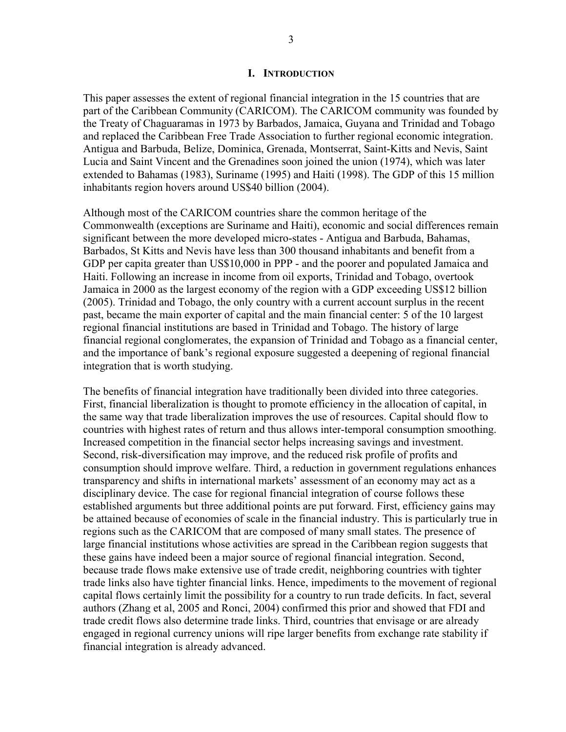# I. INTRODUCTION

This paper assesses the extent of regional financial integration in the 15 countries that are part of the Caribbean Community (CARICOM). The CARICOM community was founded by the Treaty of Chaguaramas in 1973 by Barbados, Jamaica, Guyana and Trinidad and Tobago and replaced the Caribbean Free Trade Association to further regional economic integration. Antigua and Barbuda, Belize, Dominica, Grenada, Montserrat, Saint-Kitts and Nevis, Saint Lucia and Saint Vincent and the Grenadines soon joined the union (1974), which was later extended to Bahamas (1983), Suriname (1995) and Haiti (1998). The GDP of this 15 million inhabitants region hovers around US$40 billion (2004).

Although most of the CARICOM countries share the common heritage of the Commonwealth (exceptions are Suriname and Haiti), economic and social differences remain significant between the more developed micro-states - Antigua and Barbuda, Bahamas, Barbados, St Kitts and Nevis have less than 300 thousand inhabitants and benefit from a GDP per capita greater than US$10,000 in PPP - and the poorer and populated Jamaica and Haiti. Following an increase in income from oil exports, Trinidad and Tobago, overtook Jamaica in 2000 as the largest economy of the region with a GDP exceeding US$12 billion (2005). Trinidad and Tobago, the only country with a current account surplus in the recent past, became the main exporter of capital and the main financial center: 5 of the 10 largest regional financial institutions are based in Trinidad and Tobago. The history of large financial regional conglomerates, the expansion of Trinidad and Tobago as a financial center, and the importance of bank's regional exposure suggested a deepening of regional financial integration that is worth studying.

The benefits of financial integration have traditionally been divided into three categories. First, financial liberalization is thought to promote efficiency in the allocation of capital, in the same way that trade liberalization improves the use of resources. Capital should flow to countries with highest rates of return and thus allows inter-temporal consumption smoothing. Increased competition in the financial sector helps increasing savings and investment. Second, risk-diversification may improve, and the reduced risk profile of profits and consumption should improve welfare. Third, a reduction in government regulations enhances transparency and shifts in international markets' assessment of an economy may act as a disciplinary device. The case for regional financial integration of course follows these established arguments but three additional points are put forward. First, efficiency gains may be attained because of economies of scale in the financial industry. This is particularly true in regions such as the CARICOM that are composed of many small states. The presence of large financial institutions whose activities are spread in the Caribbean region suggests that these gains have indeed been a major source of regional financial integration. Second, because trade flows make extensive use of trade credit, neighboring countries with tighter trade links also have tighter financial links. Hence, impediments to the movement of regional capital flows certainly limit the possibility for a country to run trade deficits. In fact, several authors (Zhang et al, 2005 and Ronci, 2004) confirmed this prior and showed that FDI and trade credit flows also determine trade links. Third, countries that envisage or are already engaged in regional currency unions will ripe larger benefits from exchange rate stability if financial integration is already advanced.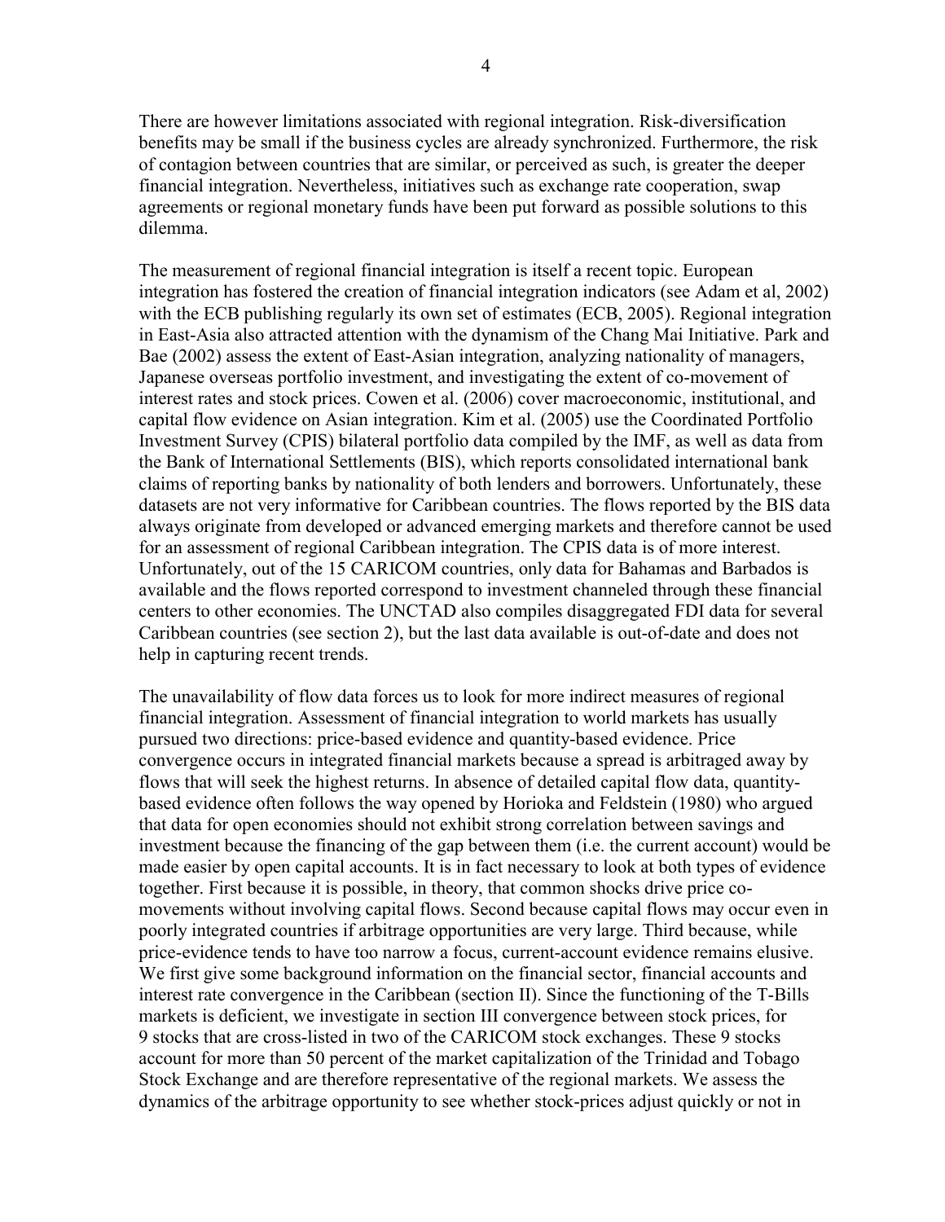There are however limitations associated with regional integration. Risk-diversification benefits may be small if the business cycles are already synchronized. Furthermore, the risk of contagion between countries that are similar, or perceived as such, is greater the deeper financial integration. Nevertheless, initiatives such as exchange rate cooperation, swap agreements or regional monetary funds have been put forward as possible solutions to this dilemma.

The measurement of regional financial integration is itself a recent topic. European integration has fostered the creation of financial integration indicators (see Adam et al, 2002) with the ECB publishing regularly its own set of estimates (ECB, 2005). Regional integration in East-Asia also attracted attention with the dynamism of the Chang Mai Initiative. Park and Bae (2002) assess the extent of East-Asian integration, analyzing nationality of managers, Japanese overseas portfolio investment, and investigating the extent of co-movement of interest rates and stock prices. Cowen et al. (2006) cover macroeconomic, institutional, and capital flow evidence on Asian integration. Kim et al. (2005) use the Coordinated Portfolio Investment Survey (CPIS) bilateral portfolio data compiled by the IMF, as well as data from the Bank of International Settlements (BIS), which reports consolidated international bank claims of reporting banks by nationality of both lenders and borrowers. Unfortunately, these datasets are not very informative for Caribbean countries. The flows reported by the BIS data always originate from developed or advanced emerging markets and therefore cannot be used for an assessment of regional Caribbean integration. The CPIS data is of more interest. Unfortunately, out of the 15 CARICOM countries, only data for Bahamas and Barbados is available and the flows reported correspond to investment channeled through these financial centers to other economies. The UNCTAD also compiles disaggregated FDI data for several Caribbean countries (see section 2), but the last data available is out-of-date and does not help in capturing recent trends.

The unavailability of flow data forces us to look for more indirect measures of regional financial integration. Assessment of financial integration to world markets has usually pursued two directions: price-based evidence and quantity-based evidence. Price convergence occurs in integrated financial markets because a spread is arbitraged away by flows that will seek the highest returns. In absence of detailed capital flow data, quantity-based evidence often follows the way opened by Horioka and Feldstein (1980) who argued that data for open economies should not exhibit strong correlation between savings and investment because the financing of the gap between them (i.e. the current account) would be made easier by open capital accounts. It is in fact necessary to look at both types of evidence together. First because it is possible, in theory, that common shocks drive price co-movements without involving capital flows. Second because capital flows may occur even in poorly integrated countries if arbitrage opportunities are very large. Third because, while price-evidence tends to have too narrow a focus, current-account evidence remains elusive. We first give some background information on the financial sector, financial accounts and interest rate convergence in the Caribbean (section II). Since the functioning of the T-Bills markets is deficient, we investigate in section III convergence between stock prices, for 9 stocks that are cross-listed in two of the CARICOM stock exchanges. These 9 stocks account for more than 50 percent of the market capitalization of the Trinidad and Tobago Stock Exchange and are therefore representative of the regional markets. We assess the dynamics of the arbitrage opportunity to see whether stock-prices adjust quickly or not in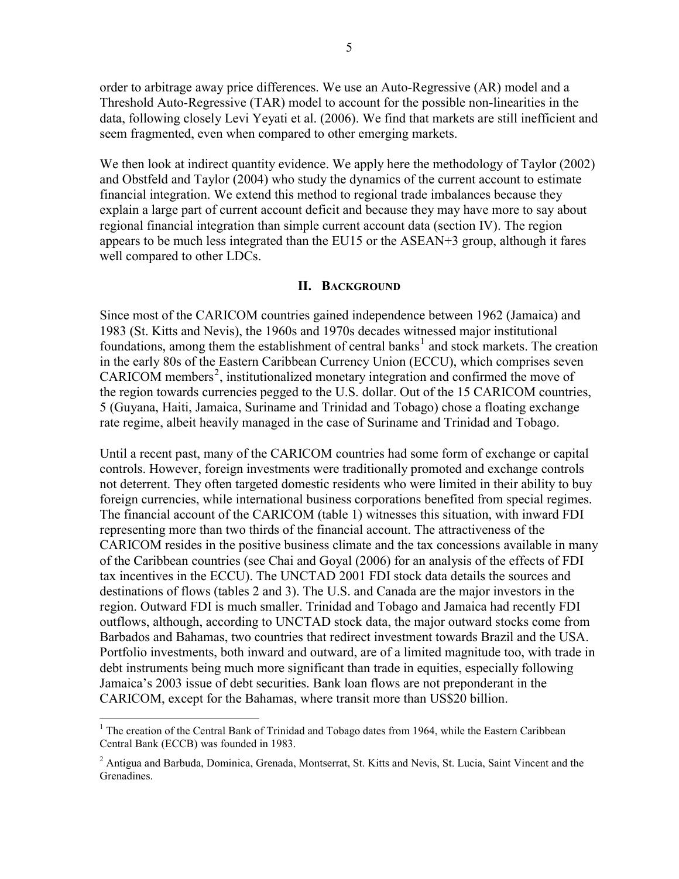order to arbitrage away price differences. We use an Auto-Regressive (AR) model and a Threshold Auto-Regressive (TAR) model to account for the possible non-linearities in the data, following closely Levi Yeyati et al. (2006). We find that markets are still inefficient and seem fragmented, even when compared to other emerging markets.

We then look at indirect quantity evidence. We apply here the methodology of Taylor (2002) and Obstfeld and Taylor (2004) who study the dynamics of the current account to estimate financial integration. We extend this method to regional trade imbalances because they explain a large part of current account deficit and because they may have more to say about regional financial integration than simple current account data (section IV). The region appears to be much less integrated than the EU15 or the ASEAN+3 group, although it fares well compared to other LDCs.

## II. Background

Since most of the CARICOM countries gained independence between 1962 (Jamaica) and 1983 (St. Kitts and Nevis), the 1960s and 1970s decades witnessed major institutional foundations, among them the establishment of central banks[1] and stock markets. The creation in the early 80s of the Eastern Caribbean Currency Union (ECCU), which comprises seven CARICOM members[2], institutionalized monetary integration and confirmed the move of the region towards currencies pegged to the U.S. dollar. Out of the 15 CARICOM countries, 5 (Guyana, Haiti, Jamaica, Suriname and Trinidad and Tobago) chose a floating exchange rate regime, albeit heavily managed in the case of Suriname and Trinidad and Tobago.

Until a recent past, many of the CARICOM countries had some form of exchange or capital controls. However, foreign investments were traditionally promoted and exchange controls not deterrent. They often targeted domestic residents who were limited in their ability to buy foreign currencies, while international business corporations benefited from special regimes. The financial account of the CARICOM (table 1) witnesses this situation, with inward FDI representing more than two thirds of the financial account. The attractiveness of the CARICOM resides in the positive business climate and the tax concessions available in many of the Caribbean countries (see Chai and Goyal (2006) for an analysis of the effects of FDI tax incentives in the ECCU). The UNCTAD 2001 FDI stock data details the sources and destinations of flows (tables 2 and 3). The U.S. and Canada are the major investors in the region. Outward FDI is much smaller. Trinidad and Tobago and Jamaica had recently FDI outflows, although, according to UNCTAD stock data, the major outward stocks come from Barbados and Bahamas, two countries that redirect investment towards Brazil and the USA. Portfolio investments, both inward and outward, are of a limited magnitude too, with trade in debt instruments being much more significant than trade in equities, especially following Jamaica's 2003 issue of debt securities. Bank loan flows are not preponderant in the CARICOM, except for the Bahamas, where transit more than US$20 billion.

---

[1] The creation of the Central Bank of Trinidad and Tobago dates from 1964, while the Eastern Caribbean Central Bank (ECCB) was founded in 1983.

[2] Antigua and Barbuda, Dominica, Grenada, Montserrat, St. Kitts and Nevis, St. Lucia, Saint Vincent and the Grenadines.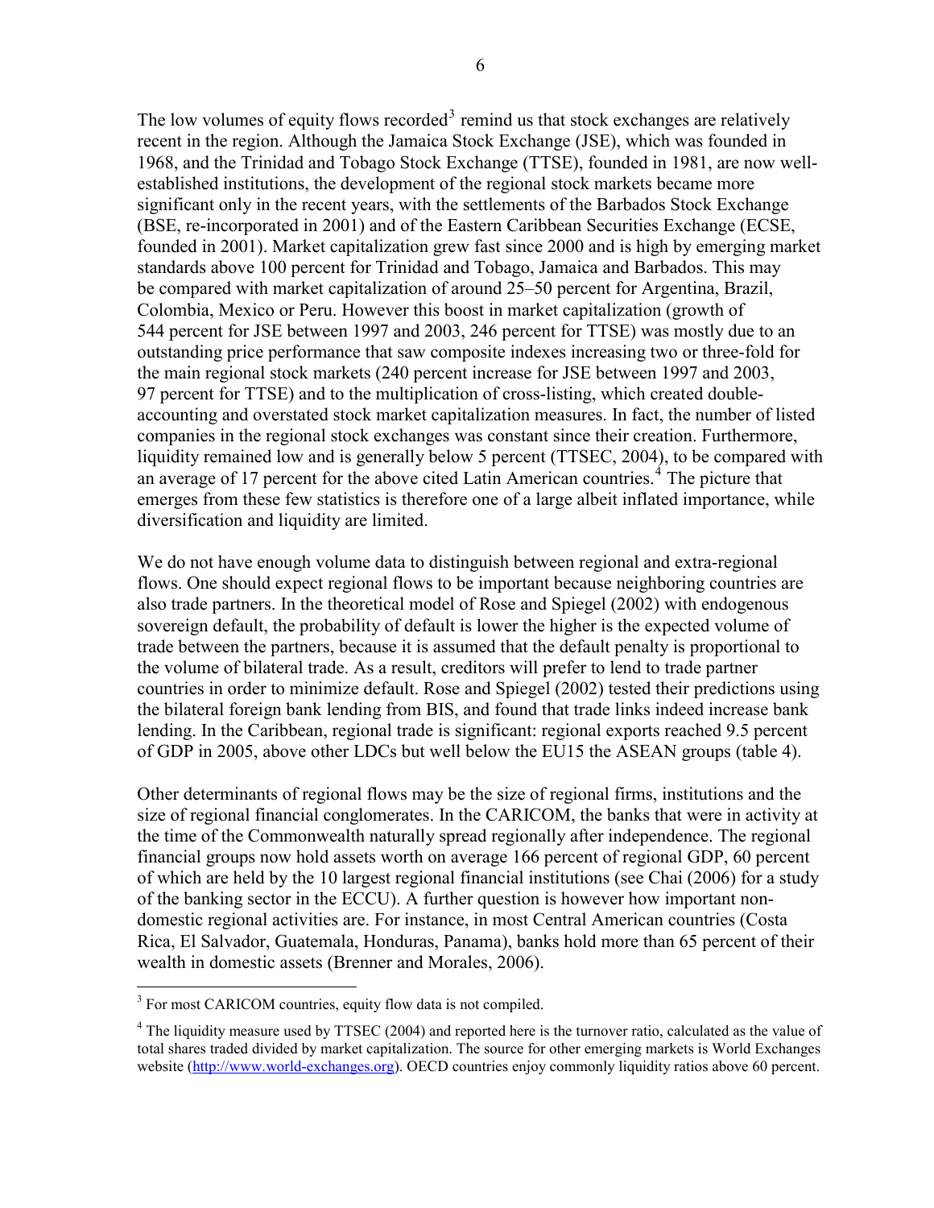The low volumes of equity flows recorded[3] remind us that stock exchanges are relatively recent in the region. Although the Jamaica Stock Exchange (JSE), which was founded in 1968, and the Trinidad and Tobago Stock Exchange (TTSE), founded in 1981, are now well-established institutions, the development of the regional stock markets became more significant only in the recent years, with the settlements of the Barbados Stock Exchange (BSE, re-incorporated in 2001) and of the Eastern Caribbean Securities Exchange (ECSE, founded in 2001). Market capitalization grew fast since 2000 and is high by emerging market standards above 100 percent for Trinidad and Tobago, Jamaica and Barbados. This may be compared with market capitalization of around 25–50 percent for Argentina, Brazil, Colombia, Mexico or Peru. However this boost in market capitalization (growth of 544 percent for JSE between 1997 and 2003, 246 percent for TTSE) was mostly due to an outstanding price performance that saw composite indexes increasing two or three-fold for the main regional stock markets (240 percent increase for JSE between 1997 and 2003, 97 percent for TTSE) and to the multiplication of cross-listing, which created double-accounting and overstated stock market capitalization measures. In fact, the number of listed companies in the regional stock exchanges was constant since their creation. Furthermore, liquidity remained low and is generally below 5 percent (TTSEC, 2004), to be compared with an average of 17 percent for the above cited Latin American countries.[4] The picture that emerges from these few statistics is therefore one of a large albeit inflated importance, while diversification and liquidity are limited.

We do not have enough volume data to distinguish between regional and extra-regional flows. One should expect regional flows to be important because neighboring countries are also trade partners. In the theoretical model of Rose and Spiegel (2002) with endogenous sovereign default, the probability of default is lower the higher is the expected volume of trade between the partners, because it is assumed that the default penalty is proportional to the volume of bilateral trade. As a result, creditors will prefer to lend to trade partner countries in order to minimize default. Rose and Spiegel (2002) tested their predictions using the bilateral foreign bank lending from BIS, and found that trade links indeed increase bank lending. In the Caribbean, regional trade is significant: regional exports reached 9.5 percent of GDP in 2005, above other LDCs but well below the EU15 the ASEAN groups (table 4).

Other determinants of regional flows may be the size of regional firms, institutions and the size of regional financial conglomerates. In the CARICOM, the banks that were in activity at the time of the Commonwealth naturally spread regionally after independence. The regional financial groups now hold assets worth on average 166 percent of regional GDP, 60 percent of which are held by the 10 largest regional financial institutions (see Chai (2006) for a study of the banking sector in the ECCU). A further question is however how important non-domestic regional activities are. For instance, in most Central American countries (Costa Rica, El Salvador, Guatemala, Honduras, Panama), banks hold more than 65 percent of their wealth in domestic assets (Brenner and Morales, 2006).

[3] For most CARICOM countries, equity flow data is not compiled.

[4] The liquidity measure used by TTSEC (2004) and reported here is the turnover ratio, calculated as the value of total shares traded divided by market capitalization. The source for other emerging markets is World Exchanges website (http://www.world-exchanges.org). OECD countries enjoy commonly liquidity ratios above 60 percent.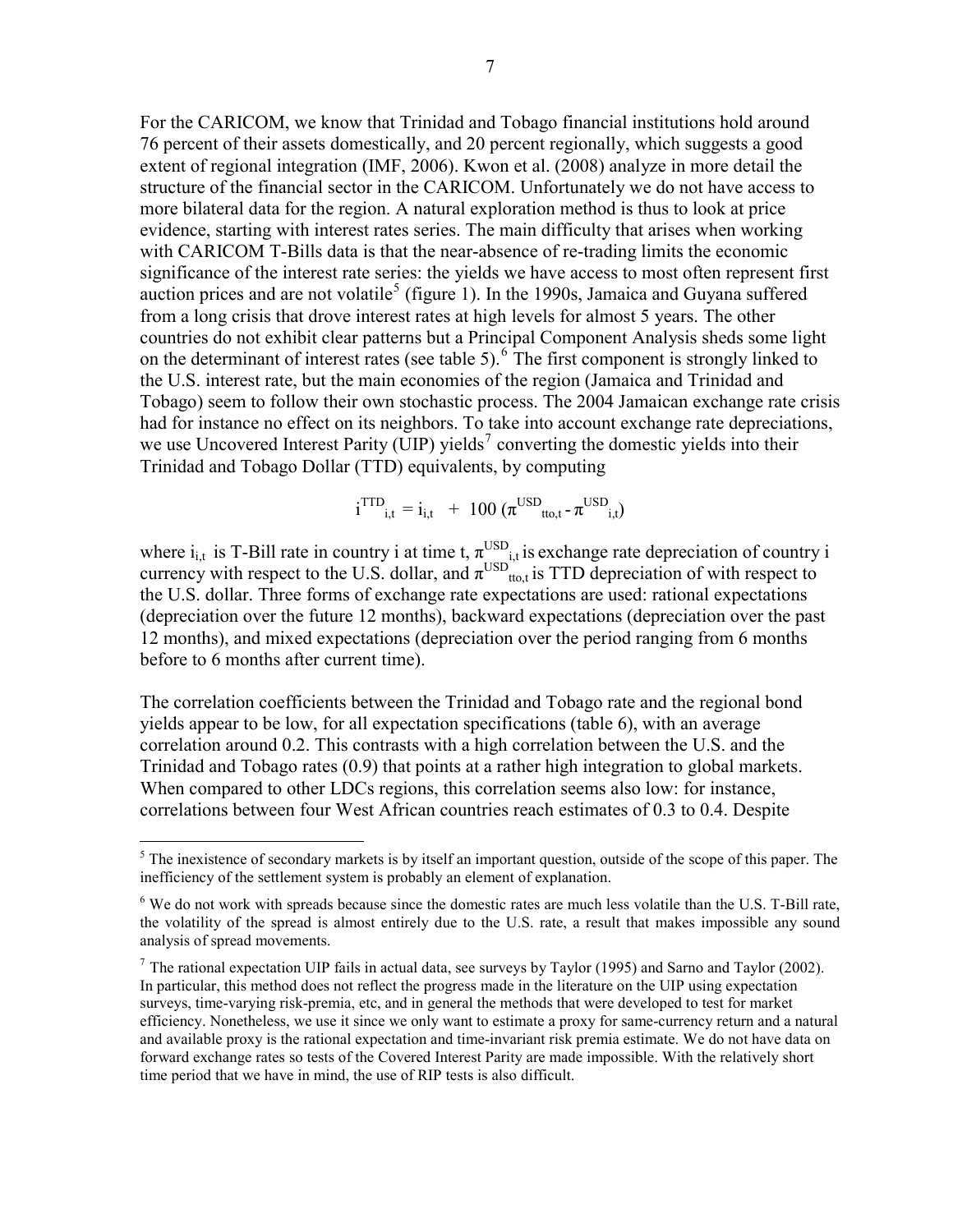For the CARICOM, we know that Trinidad and Tobago financial institutions hold around 76 percent of their assets domestically, and 20 percent regionally, which suggests a good extent of regional integration (IMF, 2006). Kwon et al. (2008) analyze in more detail the structure of the financial sector in the CARICOM. Unfortunately we do not have access to more bilateral data for the region. A natural exploration method is thus to look at price evidence, starting with interest rates series. The main difficulty that arises when working with CARICOM T-Bills data is that the near-absence of re-trading limits the economic significance of the interest rate series: the yields we have access to most often represent first auction prices and are not volatile[5] (figure 1). In the 1990s, Jamaica and Guyana suffered from a long crisis that drove interest rates at high levels for almost 5 years. The other countries do not exhibit clear patterns but a Principal Component Analysis sheds some light on the determinant of interest rates (see table 5).[6] The first component is strongly linked to the U.S. interest rate, but the main economies of the region (Jamaica and Trinidad and Tobago) seem to follow their own stochastic process. The 2004 Jamaican exchange rate crisis had for instance no effect on its neighbors. To take into account exchange rate depreciations, we use Uncovered Interest Parity (UIP) yields[7] converting the domestic yields into their Trinidad and Tobago Dollar (TTD) equivalents, by computing

$$i^{TTD}_{i,t} = i_{i,t} \ + \ 100\,(\pi^{USD}_{tto,t} - \pi^{USD}_{i,t})$$

where $i_{i,t}$ is T-Bill rate in country i at time t, $\pi^{USD}_{i,t}$ is exchange rate depreciation of country i currency with respect to the U.S. dollar, and $\pi^{USD}_{tto,t}$ is TTD depreciation of with respect to the U.S. dollar. Three forms of exchange rate expectations are used: rational expectations (depreciation over the future 12 months), backward expectations (depreciation over the past 12 months), and mixed expectations (depreciation over the period ranging from 6 months before to 6 months after current time).

The correlation coefficients between the Trinidad and Tobago rate and the regional bond yields appear to be low, for all expectation specifications (table 6), with an average correlation around 0.2. This contrasts with a high correlation between the U.S. and the Trinidad and Tobago rates (0.9) that points at a rather high integration to global markets. When compared to other LDCs regions, this correlation seems also low: for instance, correlations between four West African countries reach estimates of 0.3 to 0.4. Despite

---

[5] The inexistence of secondary markets is by itself an important question, outside of the scope of this paper. The inefficiency of the settlement system is probably an element of explanation.

[6] We do not work with spreads because since the domestic rates are much less volatile than the U.S. T-Bill rate, the volatility of the spread is almost entirely due to the U.S. rate, a result that makes impossible any sound analysis of spread movements.

[7] The rational expectation UIP fails in actual data, see surveys by Taylor (1995) and Sarno and Taylor (2002). In particular, this method does not reflect the progress made in the literature on the UIP using expectation surveys, time-varying risk-premia, etc, and in general the methods that were developed to test for market efficiency. Nonetheless, we use it since we only want to estimate a proxy for same-currency return and a natural and available proxy is the rational expectation and time-invariant risk premia estimate. We do not have data on forward exchange rates so tests of the Covered Interest Parity are made impossible. With the relatively short time period that we have in mind, the use of RIP tests is also difficult.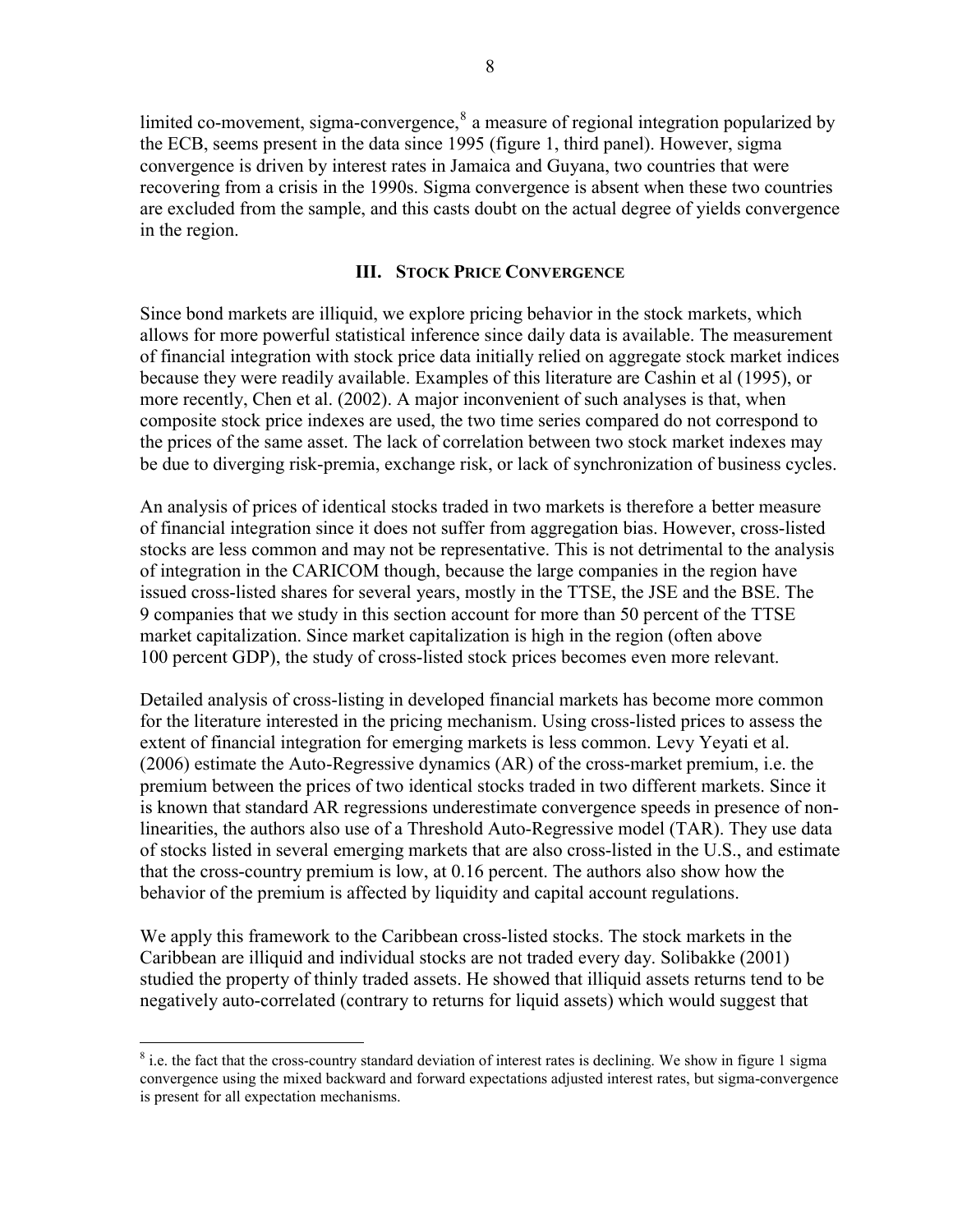limited co-movement, sigma-convergence,[8] a measure of regional integration popularized by the ECB, seems present in the data since 1995 (figure 1, third panel). However, sigma convergence is driven by interest rates in Jamaica and Guyana, two countries that were recovering from a crisis in the 1990s. Sigma convergence is absent when these two countries are excluded from the sample, and this casts doubt on the actual degree of yields convergence in the region.

## III. Stock Price Convergence

Since bond markets are illiquid, we explore pricing behavior in the stock markets, which allows for more powerful statistical inference since daily data is available. The measurement of financial integration with stock price data initially relied on aggregate stock market indices because they were readily available. Examples of this literature are Cashin et al (1995), or more recently, Chen et al. (2002). A major inconvenient of such analyses is that, when composite stock price indexes are used, the two time series compared do not correspond to the prices of the same asset. The lack of correlation between two stock market indexes may be due to diverging risk-premia, exchange risk, or lack of synchronization of business cycles.

An analysis of prices of identical stocks traded in two markets is therefore a better measure of financial integration since it does not suffer from aggregation bias. However, cross-listed stocks are less common and may not be representative. This is not detrimental to the analysis of integration in the CARICOM though, because the large companies in the region have issued cross-listed shares for several years, mostly in the TTSE, the JSE and the BSE. The 9 companies that we study in this section account for more than 50 percent of the TTSE market capitalization. Since market capitalization is high in the region (often above 100 percent GDP), the study of cross-listed stock prices becomes even more relevant.

Detailed analysis of cross-listing in developed financial markets has become more common for the literature interested in the pricing mechanism. Using cross-listed prices to assess the extent of financial integration for emerging markets is less common. Levy Yeyati et al. (2006) estimate the Auto-Regressive dynamics (AR) of the cross-market premium, i.e. the premium between the prices of two identical stocks traded in two different markets. Since it is known that standard AR regressions underestimate convergence speeds in presence of non-linearities, the authors also use of a Threshold Auto-Regressive model (TAR). They use data of stocks listed in several emerging markets that are also cross-listed in the U.S., and estimate that the cross-country premium is low, at 0.16 percent. The authors also show how the behavior of the premium is affected by liquidity and capital account regulations.

We apply this framework to the Caribbean cross-listed stocks. The stock markets in the Caribbean are illiquid and individual stocks are not traded every day. Solibakke (2001) studied the property of thinly traded assets. He showed that illiquid assets returns tend to be negatively auto-correlated (contrary to returns for liquid assets) which would suggest that

---

[8] i.e. the fact that the cross-country standard deviation of interest rates is declining. We show in figure 1 sigma convergence using the mixed backward and forward expectations adjusted interest rates, but sigma-convergence is present for all expectation mechanisms.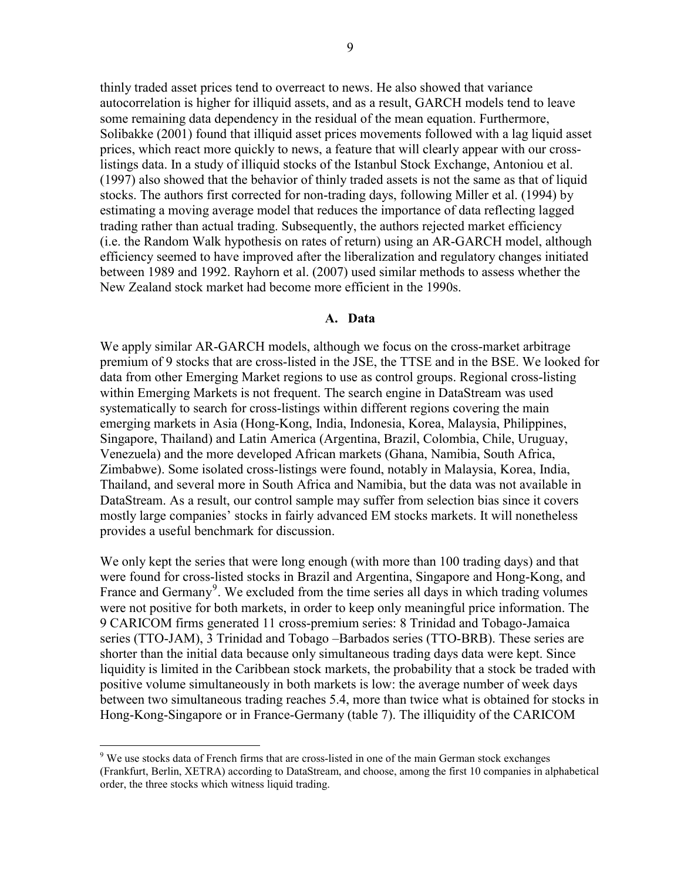thinly traded asset prices tend to overreact to news. He also showed that variance autocorrelation is higher for illiquid assets, and as a result, GARCH models tend to leave some remaining data dependency in the residual of the mean equation. Furthermore, Solibakke (2001) found that illiquid asset prices movements followed with a lag liquid asset prices, which react more quickly to news, a feature that will clearly appear with our cross-listings data. In a study of illiquid stocks of the Istanbul Stock Exchange, Antoniou et al. (1997) also showed that the behavior of thinly traded assets is not the same as that of liquid stocks. The authors first corrected for non-trading days, following Miller et al. (1994) by estimating a moving average model that reduces the importance of data reflecting lagged trading rather than actual trading. Subsequently, the authors rejected market efficiency (i.e. the Random Walk hypothesis on rates of return) using an AR-GARCH model, although efficiency seemed to have improved after the liberalization and regulatory changes initiated between 1989 and 1992. Rayhorn et al. (2007) used similar methods to assess whether the New Zealand stock market had become more efficient in the 1990s.

## A. Data

We apply similar AR-GARCH models, although we focus on the cross-market arbitrage premium of 9 stocks that are cross-listed in the JSE, the TTSE and in the BSE. We looked for data from other Emerging Market regions to use as control groups. Regional cross-listing within Emerging Markets is not frequent. The search engine in DataStream was used systematically to search for cross-listings within different regions covering the main emerging markets in Asia (Hong-Kong, India, Indonesia, Korea, Malaysia, Philippines, Singapore, Thailand) and Latin America (Argentina, Brazil, Colombia, Chile, Uruguay, Venezuela) and the more developed African markets (Ghana, Namibia, South Africa, Zimbabwe). Some isolated cross-listings were found, notably in Malaysia, Korea, India, Thailand, and several more in South Africa and Namibia, but the data was not available in DataStream. As a result, our control sample may suffer from selection bias since it covers mostly large companies' stocks in fairly advanced EM stocks markets. It will nonetheless provides a useful benchmark for discussion.

We only kept the series that were long enough (with more than 100 trading days) and that were found for cross-listed stocks in Brazil and Argentina, Singapore and Hong-Kong, and France and Germany[9]. We excluded from the time series all days in which trading volumes were not positive for both markets, in order to keep only meaningful price information. The 9 CARICOM firms generated 11 cross-premium series: 8 Trinidad and Tobago-Jamaica series (TTO-JAM), 3 Trinidad and Tobago –Barbados series (TTO-BRB). These series are shorter than the initial data because only simultaneous trading days data were kept. Since liquidity is limited in the Caribbean stock markets, the probability that a stock be traded with positive volume simultaneously in both markets is low: the average number of week days between two simultaneous trading reaches 5.4, more than twice what is obtained for stocks in Hong-Kong-Singapore or in France-Germany (table 7). The illiquidity of the CARICOM

[9] We use stocks data of French firms that are cross-listed in one of the main German stock exchanges (Frankfurt, Berlin, XETRA) according to DataStream, and choose, among the first 10 companies in alphabetical order, the three stocks which witness liquid trading.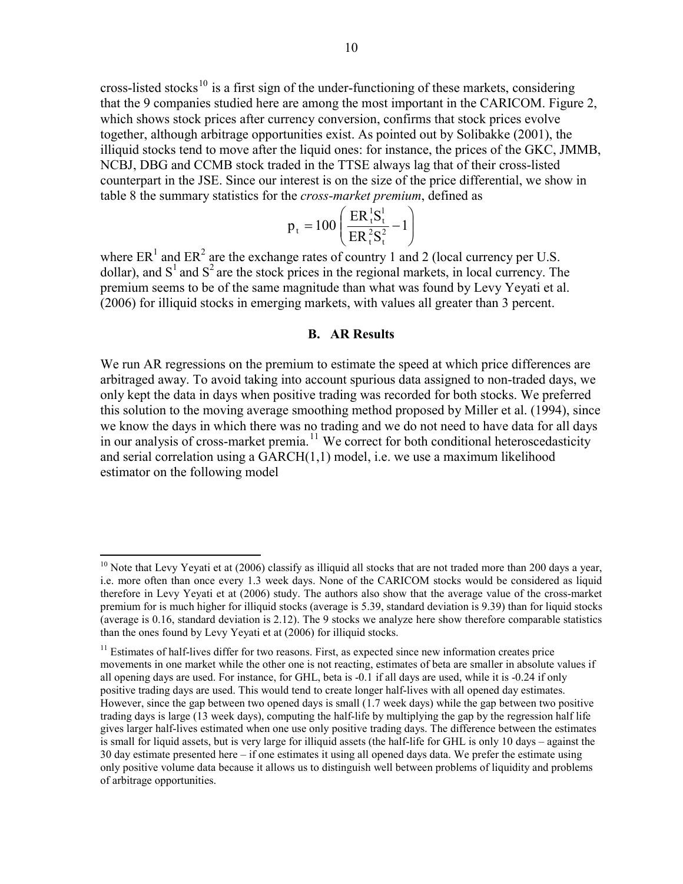cross-listed stocks[10] is a first sign of the under-functioning of these markets, considering that the 9 companies studied here are among the most important in the CARICOM. Figure 2, which shows stock prices after currency conversion, confirms that stock prices evolve together, although arbitrage opportunities exist. As pointed out by Solibakke (2001), the illiquid stocks tend to move after the liquid ones: for instance, the prices of the GKC, JMMB, NCBJ, DBG and CCMB stock traded in the TTSE always lag that of their cross-listed counterpart in the JSE. Since our interest is on the size of the price differential, we show in table 8 the summary statistics for the *cross-market premium*, defined as

$$p_t = 100\left(\frac{ER_t^1 S_t^1}{ER_t^2 S_t^2} - 1\right)$$

where $ER^1$ and $ER^2$ are the exchange rates of country 1 and 2 (local currency per U.S. dollar), and $S^1$ and $S^2$ are the stock prices in the regional markets, in local currency. The premium seems to be of the same magnitude than what was found by Levy Yeyati et al. (2006) for illiquid stocks in emerging markets, with values all greater than 3 percent.

## B. AR Results

We run AR regressions on the premium to estimate the speed at which price differences are arbitraged away. To avoid taking into account spurious data assigned to non-traded days, we only kept the data in days when positive trading was recorded for both stocks. We preferred this solution to the moving average smoothing method proposed by Miller et al. (1994), since we know the days in which there was no trading and we do not need to have data for all days in our analysis of cross-market premia.[11] We correct for both conditional heteroscedasticity and serial correlation using a GARCH(1,1) model, i.e. we use a maximum likelihood estimator on the following model

---

[10] Note that Levy Yeyati et at (2006) classify as illiquid all stocks that are not traded more than 200 days a year, i.e. more often than once every 1.3 week days. None of the CARICOM stocks would be considered as liquid therefore in Levy Yeyati et at (2006) study. The authors also show that the average value of the cross-market premium for is much higher for illiquid stocks (average is 5.39, standard deviation is 9.39) than for liquid stocks (average is 0.16, standard deviation is 2.12). The 9 stocks we analyze here show therefore comparable statistics than the ones found by Levy Yeyati et at (2006) for illiquid stocks.

[11] Estimates of half-lives differ for two reasons. First, as expected since new information creates price movements in one market while the other one is not reacting, estimates of beta are smaller in absolute values if all opening days are used. For instance, for GHL, beta is -0.1 if all days are used, while it is -0.24 if only positive trading days are used. This would tend to create longer half-lives with all opened day estimates. However, since the gap between two opened days is small (1.7 week days) while the gap between two positive trading days is large (13 week days), computing the half-life by multiplying the gap by the regression half life gives larger half-lives estimated when one use only positive trading days. The difference between the estimates is small for liquid assets, but is very large for illiquid assets (the half-life for GHL is only 10 days – against the 30 day estimate presented here – if one estimates it using all opened days data. We prefer the estimate using only positive volume data because it allows us to distinguish well between problems of liquidity and problems of arbitrage opportunities.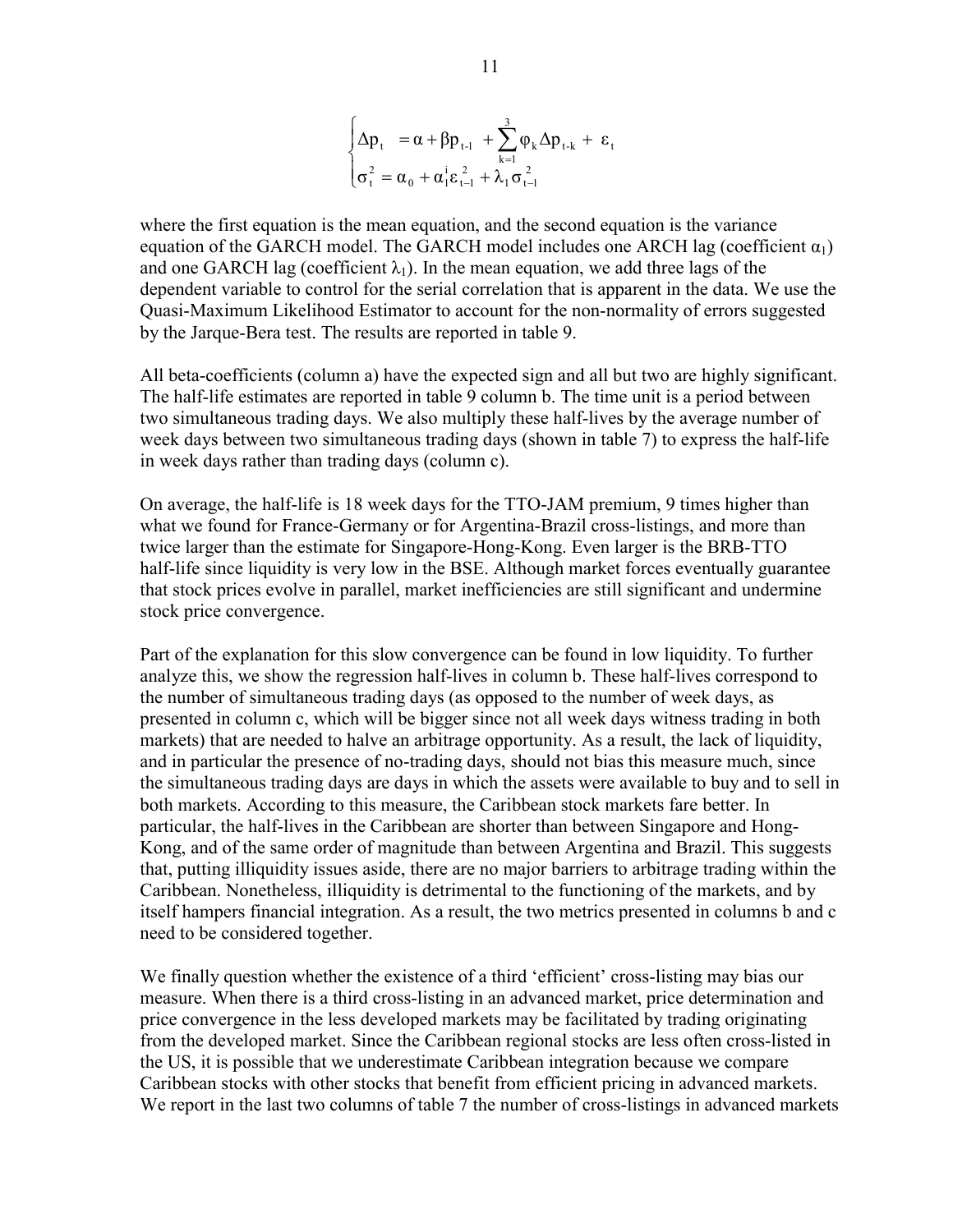$$
\begin{cases}
\Delta p_t \;\; = \alpha + \beta p_{t-1} \; + \sum_{k=1}^{3} \varphi_k \Delta p_{t-k} + \; \varepsilon_t \\
\sigma_t^2 = \alpha_0 + \alpha_1^i \varepsilon_{t-1}^2 + \lambda_1 \sigma_{t-1}^2
\end{cases}
$$

where the first equation is the mean equation, and the second equation is the variance equation of the GARCH model. The GARCH model includes one ARCH lag (coefficient $\alpha_1$) and one GARCH lag (coefficient $\lambda_1$). In the mean equation, we add three lags of the dependent variable to control for the serial correlation that is apparent in the data. We use the Quasi-Maximum Likelihood Estimator to account for the non-normality of errors suggested by the Jarque-Bera test. The results are reported in table 9.

All beta-coefficients (column a) have the expected sign and all but two are highly significant. The half-life estimates are reported in table 9 column b. The time unit is a period between two simultaneous trading days. We also multiply these half-lives by the average number of week days between two simultaneous trading days (shown in table 7) to express the half-life in week days rather than trading days (column c).

On average, the half-life is 18 week days for the TTO-JAM premium, 9 times higher than what we found for France-Germany or for Argentina-Brazil cross-listings, and more than twice larger than the estimate for Singapore-Hong-Kong. Even larger is the BRB-TTO half-life since liquidity is very low in the BSE. Although market forces eventually guarantee that stock prices evolve in parallel, market inefficiencies are still significant and undermine stock price convergence.

Part of the explanation for this slow convergence can be found in low liquidity. To further analyze this, we show the regression half-lives in column b. These half-lives correspond to the number of simultaneous trading days (as opposed to the number of week days, as presented in column c, which will be bigger since not all week days witness trading in both markets) that are needed to halve an arbitrage opportunity. As a result, the lack of liquidity, and in particular the presence of no-trading days, should not bias this measure much, since the simultaneous trading days are days in which the assets were available to buy and to sell in both markets. According to this measure, the Caribbean stock markets fare better. In particular, the half-lives in the Caribbean are shorter than between Singapore and Hong-Kong, and of the same order of magnitude than between Argentina and Brazil. This suggests that, putting illiquidity issues aside, there are no major barriers to arbitrage trading within the Caribbean. Nonetheless, illiquidity is detrimental to the functioning of the markets, and by itself hampers financial integration. As a result, the two metrics presented in columns b and c need to be considered together.

We finally question whether the existence of a third 'efficient' cross-listing may bias our measure. When there is a third cross-listing in an advanced market, price determination and price convergence in the less developed markets may be facilitated by trading originating from the developed market. Since the Caribbean regional stocks are less often cross-listed in the US, it is possible that we underestimate Caribbean integration because we compare Caribbean stocks with other stocks that benefit from efficient pricing in advanced markets. We report in the last two columns of table 7 the number of cross-listings in advanced markets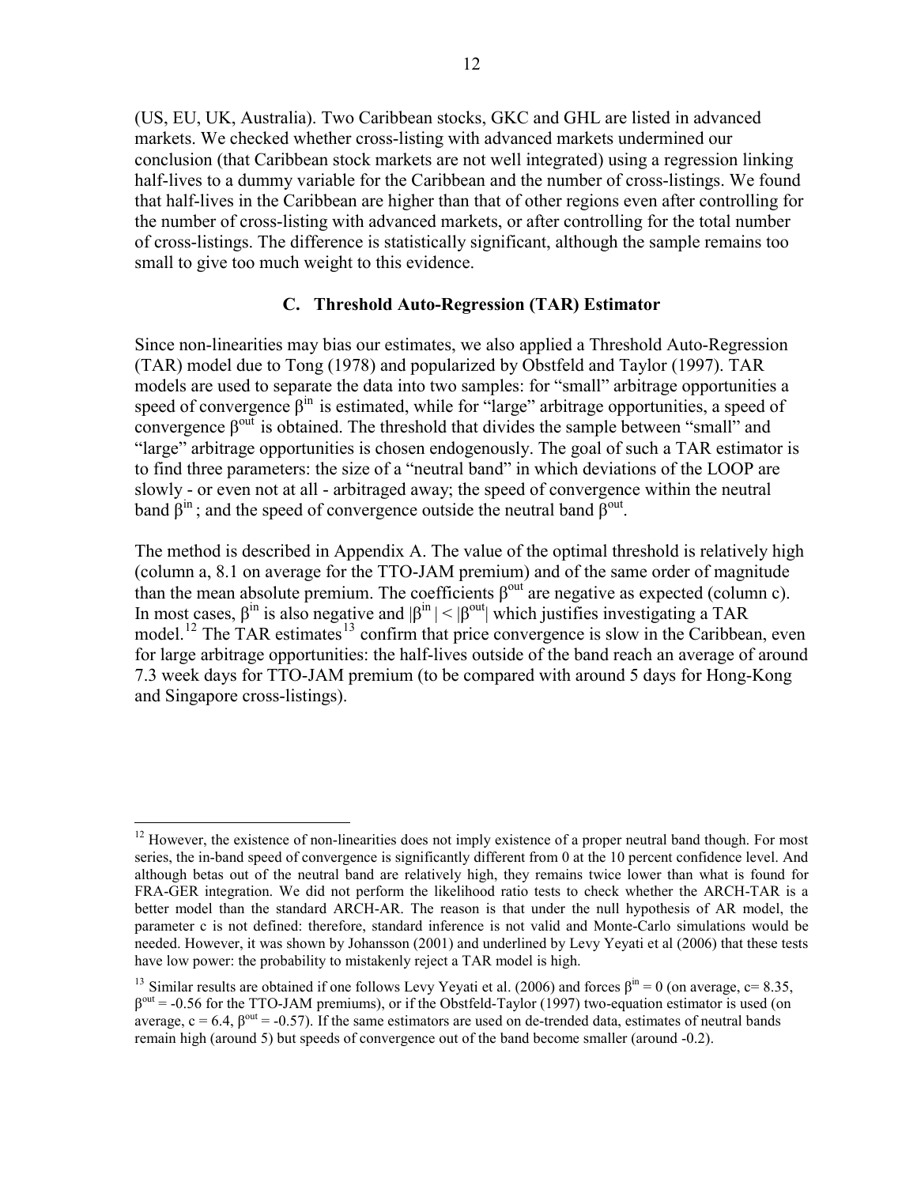(US, EU, UK, Australia). Two Caribbean stocks, GKC and GHL are listed in advanced markets. We checked whether cross-listing with advanced markets undermined our conclusion (that Caribbean stock markets are not well integrated) using a regression linking half-lives to a dummy variable for the Caribbean and the number of cross-listings. We found that half-lives in the Caribbean are higher than that of other regions even after controlling for the number of cross-listing with advanced markets, or after controlling for the total number of cross-listings. The difference is statistically significant, although the sample remains too small to give too much weight to this evidence.

### C. Threshold Auto-Regression (TAR) Estimator

Since non-linearities may bias our estimates, we also applied a Threshold Auto-Regression (TAR) model due to Tong (1978) and popularized by Obstfeld and Taylor (1997). TAR models are used to separate the data into two samples: for "small" arbitrage opportunities a speed of convergence $\beta^{in}$ is estimated, while for "large" arbitrage opportunities, a speed of convergence $\beta^{out}$ is obtained. The threshold that divides the sample between "small" and "large" arbitrage opportunities is chosen endogenously. The goal of such a TAR estimator is to find three parameters: the size of a "neutral band" in which deviations of the LOOP are slowly - or even not at all - arbitraged away; the speed of convergence within the neutral band $\beta^{in}$ ; and the speed of convergence outside the neutral band $\beta^{out}$.

The method is described in Appendix A. The value of the optimal threshold is relatively high (column a, 8.1 on average for the TTO-JAM premium) and of the same order of magnitude than the mean absolute premium. The coefficients $\beta^{out}$ are negative as expected (column c). In most cases, $\beta^{in}$ is also negative and $|\beta^{in}| < |\beta^{out}|$ which justifies investigating a TAR model.[12] The TAR estimates[13] confirm that price convergence is slow in the Caribbean, even for large arbitrage opportunities: the half-lives outside of the band reach an average of around 7.3 week days for TTO-JAM premium (to be compared with around 5 days for Hong-Kong and Singapore cross-listings).

---

[12] However, the existence of non-linearities does not imply existence of a proper neutral band though. For most series, the in-band speed of convergence is significantly different from 0 at the 10 percent confidence level. And although betas out of the neutral band are relatively high, they remains twice lower than what is found for FRA-GER integration. We did not perform the likelihood ratio tests to check whether the ARCH-TAR is a better model than the standard ARCH-AR. The reason is that under the null hypothesis of AR model, the parameter c is not defined: therefore, standard inference is not valid and Monte-Carlo simulations would be needed. However, it was shown by Johansson (2001) and underlined by Levy Yeyati et al (2006) that these tests have low power: the probability to mistakenly reject a TAR model is high.

[13] Similar results are obtained if one follows Levy Yeyati et al. (2006) and forces $\beta^{in} = 0$ (on average, c= 8.35, $\beta^{out} = -0.56$ for the TTO-JAM premiums), or if the Obstfeld-Taylor (1997) two-equation estimator is used (on average, c = 6.4, $\beta^{out} = -0.57$). If the same estimators are used on de-trended data, estimates of neutral bands remain high (around 5) but speeds of convergence out of the band become smaller (around -0.2).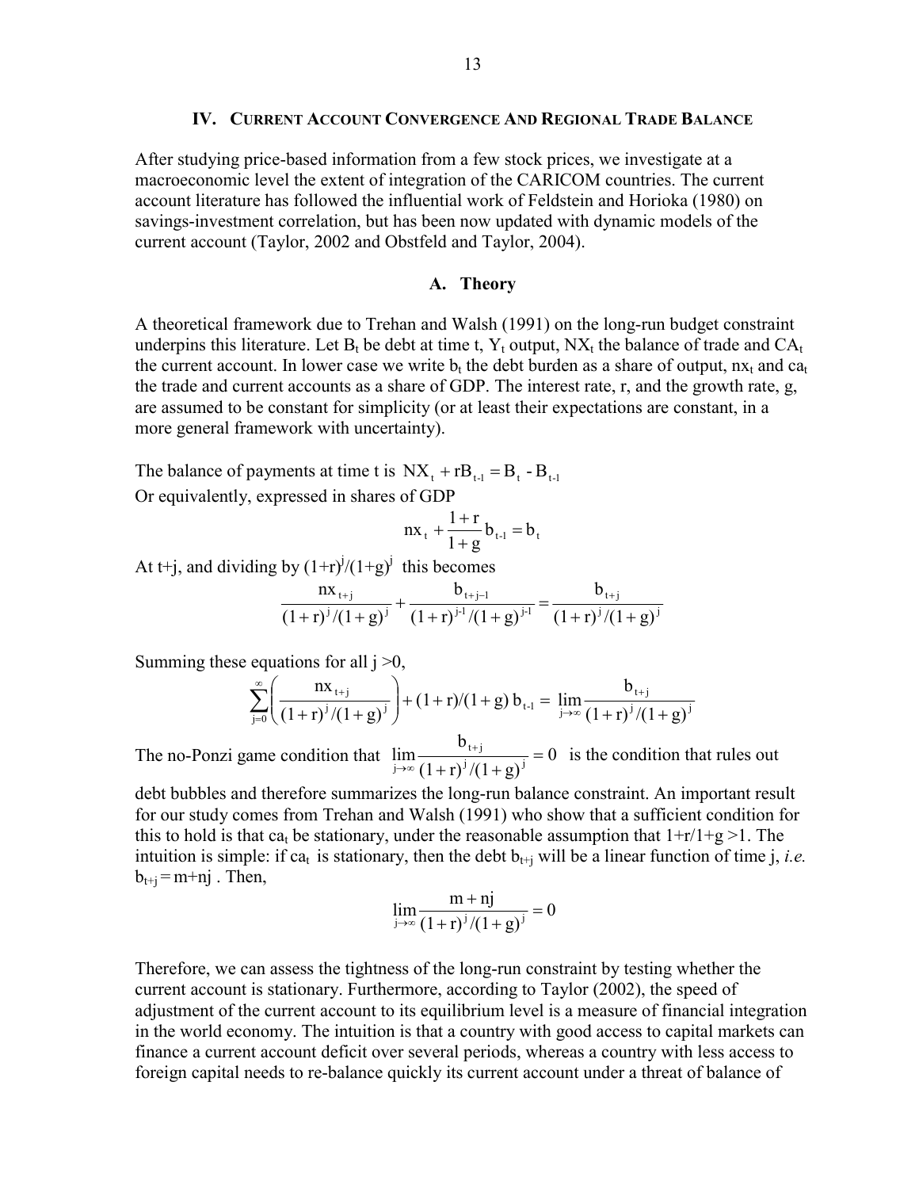## IV. Current Account Convergence And Regional Trade Balance

After studying price-based information from a few stock prices, we investigate at a macroeconomic level the extent of integration of the CARICOM countries. The current account literature has followed the influential work of Feldstein and Horioka (1980) on savings-investment correlation, but has been now updated with dynamic models of the current account (Taylor, 2002 and Obstfeld and Taylor, 2004).

### A. Theory

A theoretical framework due to Trehan and Walsh (1991) on the long-run budget constraint underpins this literature. Let $B_t$ be debt at time t, $Y_t$ output, $NX_t$ the balance of trade and $CA_t$ the current account. In lower case we write $b_t$ the debt burden as a share of output, $nx_t$ and $ca_t$ the trade and current accounts as a share of GDP. The interest rate, r, and the growth rate, g, are assumed to be constant for simplicity (or at least their expectations are constant, in a more general framework with uncertainty).

The balance of payments at time t is $NX_t + rB_{t-1} = B_t - B_{t-1}$

Or equivalently, expressed in shares of GDP

$$nx_t + \frac{1+r}{1+g} b_{t-1} = b_t$$

At t+j, and dividing by $(1+r)^j/(1+g)^j$ this becomes

$$\frac{nx_{t+j}}{(1+r)^j/(1+g)^j} + \frac{b_{t+j-1}}{(1+r)^{j-1}/(1+g)^{j-1}} = \frac{b_{t+j}}{(1+r)^j/(1+g)^j}$$

Summing these equations for all j >0,

$$\sum_{j=0}^{\infty}\left(\frac{nx_{t+j}}{(1+r)^j/(1+g)^j}\right) + (1+r)/(1+g)\, b_{t-1} = \lim_{j\to\infty}\frac{b_{t+j}}{(1+r)^j/(1+g)^j}$$

The no-Ponzi game condition that $\lim_{j\to\infty}\frac{b_{t+j}}{(1+r)^j/(1+g)^j} = 0$ is the condition that rules out debt bubbles and therefore summarizes the long-run balance constraint. An important result for our study comes from Trehan and Walsh (1991) who show that a sufficient condition for this to hold is that $ca_t$ be stationary, under the reasonable assumption that $1+r/1+g > 1$. The intuition is simple: if $ca_t$ is stationary, then the debt $b_{t+j}$ will be a linear function of time j, *i.e.* $b_{t+j} = m+nj$ . Then,

$$\lim_{j\to\infty}\frac{m+nj}{(1+r)^j/(1+g)^j} = 0$$

Therefore, we can assess the tightness of the long-run constraint by testing whether the current account is stationary. Furthermore, according to Taylor (2002), the speed of adjustment of the current account to its equilibrium level is a measure of financial integration in the world economy. The intuition is that a country with good access to capital markets can finance a current account deficit over several periods, whereas a country with less access to foreign capital needs to re-balance quickly its current account under a threat of balance of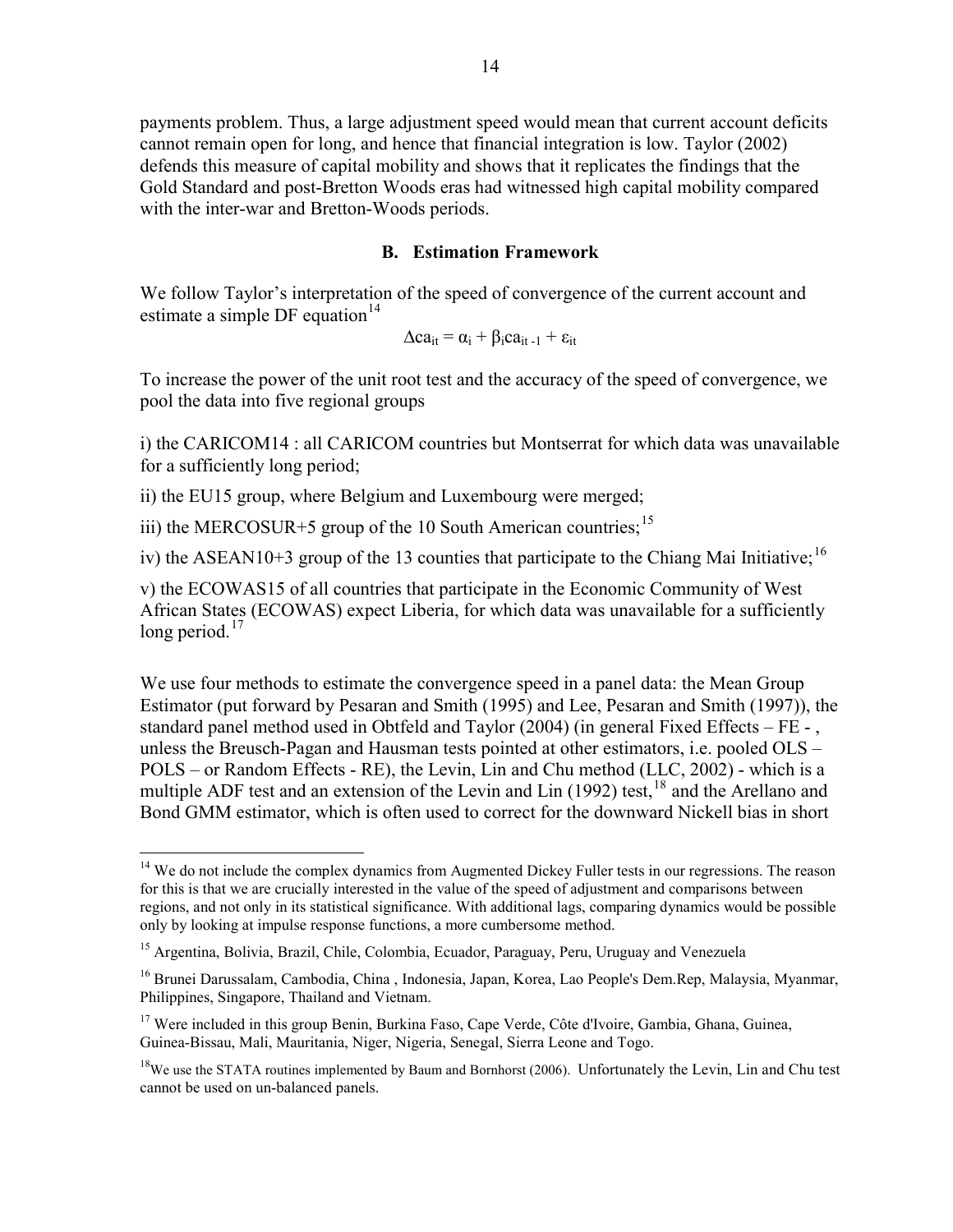payments problem. Thus, a large adjustment speed would mean that current account deficits cannot remain open for long, and hence that financial integration is low. Taylor (2002) defends this measure of capital mobility and shows that it replicates the findings that the Gold Standard and post-Bretton Woods eras had witnessed high capital mobility compared with the inter-war and Bretton-Woods periods.

## B. Estimation Framework

We follow Taylor's interpretation of the speed of convergence of the current account and estimate a simple DF equation[14]

$$\Delta ca_{it} = \alpha_i + \beta_i ca_{it-1} + \varepsilon_{it}$$

To increase the power of the unit root test and the accuracy of the speed of convergence, we pool the data into five regional groups

i) the CARICOM14 : all CARICOM countries but Montserrat for which data was unavailable for a sufficiently long period;

ii) the EU15 group, where Belgium and Luxembourg were merged;

iii) the MERCOSUR+5 group of the 10 South American countries;[15]

iv) the ASEAN10+3 group of the 13 counties that participate to the Chiang Mai Initiative;[16]

v) the ECOWAS15 of all countries that participate in the Economic Community of West African States (ECOWAS) expect Liberia, for which data was unavailable for a sufficiently long period.[17]

We use four methods to estimate the convergence speed in a panel data: the Mean Group Estimator (put forward by Pesaran and Smith (1995) and Lee, Pesaran and Smith (1997)), the standard panel method used in Obtfeld and Taylor (2004) (in general Fixed Effects – FE - , unless the Breusch-Pagan and Hausman tests pointed at other estimators, i.e. pooled OLS – POLS – or Random Effects - RE), the Levin, Lin and Chu method (LLC, 2002) - which is a multiple ADF test and an extension of the Levin and Lin (1992) test,[18] and the Arellano and Bond GMM estimator, which is often used to correct for the downward Nickell bias in short

---

[14] We do not include the complex dynamics from Augmented Dickey Fuller tests in our regressions. The reason for this is that we are crucially interested in the value of the speed of adjustment and comparisons between regions, and not only in its statistical significance. With additional lags, comparing dynamics would be possible only by looking at impulse response functions, a more cumbersome method.

[15] Argentina, Bolivia, Brazil, Chile, Colombia, Ecuador, Paraguay, Peru, Uruguay and Venezuela

[16] Brunei Darussalam, Cambodia, China , Indonesia, Japan, Korea, Lao People's Dem.Rep, Malaysia, Myanmar, Philippines, Singapore, Thailand and Vietnam.

[17] Were included in this group Benin, Burkina Faso, Cape Verde, Côte d'Ivoire, Gambia, Ghana, Guinea, Guinea-Bissau, Mali, Mauritania, Niger, Nigeria, Senegal, Sierra Leone and Togo.

[18] We use the STATA routines implemented by Baum and Bornhorst (2006). Unfortunately the Levin, Lin and Chu test cannot be used on un-balanced panels.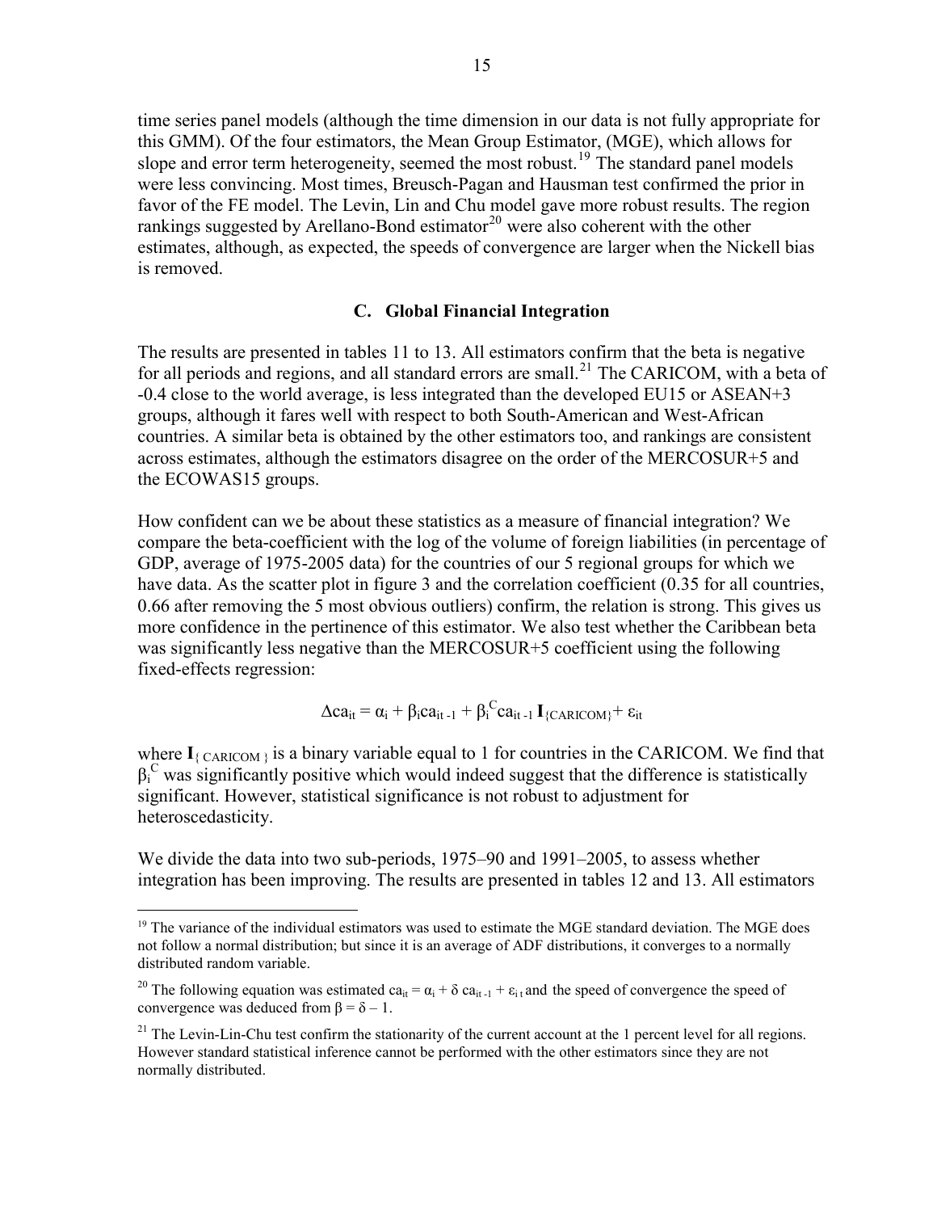time series panel models (although the time dimension in our data is not fully appropriate for this GMM). Of the four estimators, the Mean Group Estimator, (MGE), which allows for slope and error term heterogeneity, seemed the most robust.[19] The standard panel models were less convincing. Most times, Breusch-Pagan and Hausman test confirmed the prior in favor of the FE model. The Levin, Lin and Chu model gave more robust results. The region rankings suggested by Arellano-Bond estimator[20] were also coherent with the other estimates, although, as expected, the speeds of convergence are larger when the Nickell bias is removed.

### C. Global Financial Integration

The results are presented in tables 11 to 13. All estimators confirm that the beta is negative for all periods and regions, and all standard errors are small.[21] The CARICOM, with a beta of -0.4 close to the world average, is less integrated than the developed EU15 or ASEAN+3 groups, although it fares well with respect to both South-American and West-African countries. A similar beta is obtained by the other estimators too, and rankings are consistent across estimates, although the estimators disagree on the order of the MERCOSUR+5 and the ECOWAS15 groups.

How confident can we be about these statistics as a measure of financial integration? We compare the beta-coefficient with the log of the volume of foreign liabilities (in percentage of GDP, average of 1975-2005 data) for the countries of our 5 regional groups for which we have data. As the scatter plot in figure 3 and the correlation coefficient (0.35 for all countries, 0.66 after removing the 5 most obvious outliers) confirm, the relation is strong. This gives us more confidence in the pertinence of this estimator. We also test whether the Caribbean beta was significantly less negative than the MERCOSUR+5 coefficient using the following fixed-effects regression:

$$\Delta ca_{it} = \alpha_i + \beta_i ca_{it-1} + \beta_i^C ca_{it-1} \mathbf{I}_{\{CARICOM\}} + \varepsilon_{it}$$

where $\mathbf{I}_{\{CARICOM\}}$ is a binary variable equal to 1 for countries in the CARICOM. We find that $\beta_i^C$ was significantly positive which would indeed suggest that the difference is statistically significant. However, statistical significance is not robust to adjustment for heteroscedasticity.

We divide the data into two sub-periods, 1975–90 and 1991–2005, to assess whether integration has been improving. The results are presented in tables 12 and 13. All estimators

---

[19] The variance of the individual estimators was used to estimate the MGE standard deviation. The MGE does not follow a normal distribution; but since it is an average of ADF distributions, it converges to a normally distributed random variable.

[20] The following equation was estimated $ca_{it} = \alpha_i + \delta\, ca_{it-1} + \varepsilon_{it}$ and the speed of convergence the speed of convergence was deduced from $\beta = \delta - 1$.

[21] The Levin-Lin-Chu test confirm the stationarity of the current account at the 1 percent level for all regions. However standard statistical inference cannot be performed with the other estimators since they are not normally distributed.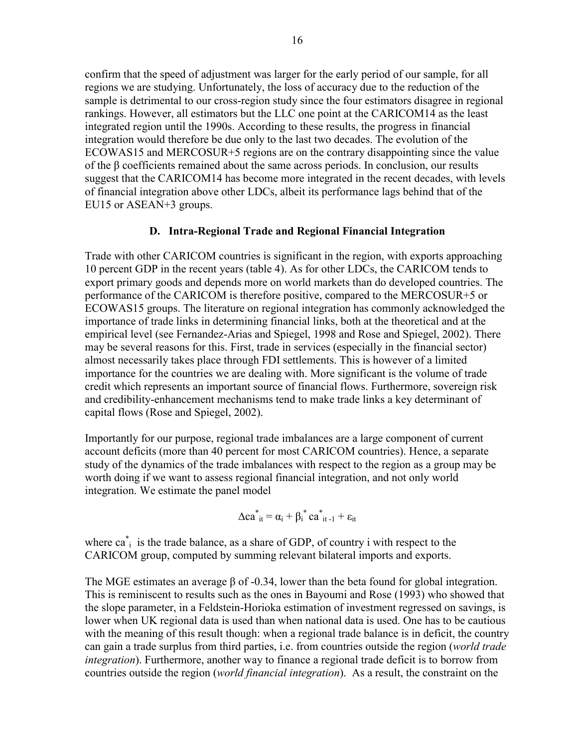confirm that the speed of adjustment was larger for the early period of our sample, for all regions we are studying. Unfortunately, the loss of accuracy due to the reduction of the sample is detrimental to our cross-region study since the four estimators disagree in regional rankings. However, all estimators but the LLC one point at the CARICOM14 as the least integrated region until the 1990s. According to these results, the progress in financial integration would therefore be due only to the last two decades. The evolution of the ECOWAS15 and MERCOSUR+5 regions are on the contrary disappointing since the value of the β coefficients remained about the same across periods. In conclusion, our results suggest that the CARICOM14 has become more integrated in the recent decades, with levels of financial integration above other LDCs, albeit its performance lags behind that of the EU15 or ASEAN+3 groups.

### D. Intra-Regional Trade and Regional Financial Integration

Trade with other CARICOM countries is significant in the region, with exports approaching 10 percent GDP in the recent years (table 4). As for other LDCs, the CARICOM tends to export primary goods and depends more on world markets than do developed countries. The performance of the CARICOM is therefore positive, compared to the MERCOSUR+5 or ECOWAS15 groups. The literature on regional integration has commonly acknowledged the importance of trade links in determining financial links, both at the theoretical and at the empirical level (see Fernandez-Arias and Spiegel, 1998 and Rose and Spiegel, 2002). There may be several reasons for this. First, trade in services (especially in the financial sector) almost necessarily takes place through FDI settlements. This is however of a limited importance for the countries we are dealing with. More significant is the volume of trade credit which represents an important source of financial flows. Furthermore, sovereign risk and credibility-enhancement mechanisms tend to make trade links a key determinant of capital flows (Rose and Spiegel, 2002).

Importantly for our purpose, regional trade imbalances are a large component of current account deficits (more than 40 percent for most CARICOM countries). Hence, a separate study of the dynamics of the trade imbalances with respect to the region as a group may be worth doing if we want to assess regional financial integration, and not only world integration. We estimate the panel model

$$\Delta ca^{*}_{it} = \alpha_i + \beta_i^{*} ca^{*}_{it-1} + \varepsilon_{it}$$

where $ca^{*}_{i}$ is the trade balance, as a share of GDP, of country i with respect to the CARICOM group, computed by summing relevant bilateral imports and exports.

The MGE estimates an average β of -0.34, lower than the beta found for global integration. This is reminiscent to results such as the ones in Bayoumi and Rose (1993) who showed that the slope parameter, in a Feldstein-Horioka estimation of investment regressed on savings, is lower when UK regional data is used than when national data is used. One has to be cautious with the meaning of this result though: when a regional trade balance is in deficit, the country can gain a trade surplus from third parties, i.e. from countries outside the region (*world trade integration*). Furthermore, another way to finance a regional trade deficit is to borrow from countries outside the region (*world financial integration*). As a result, the constraint on the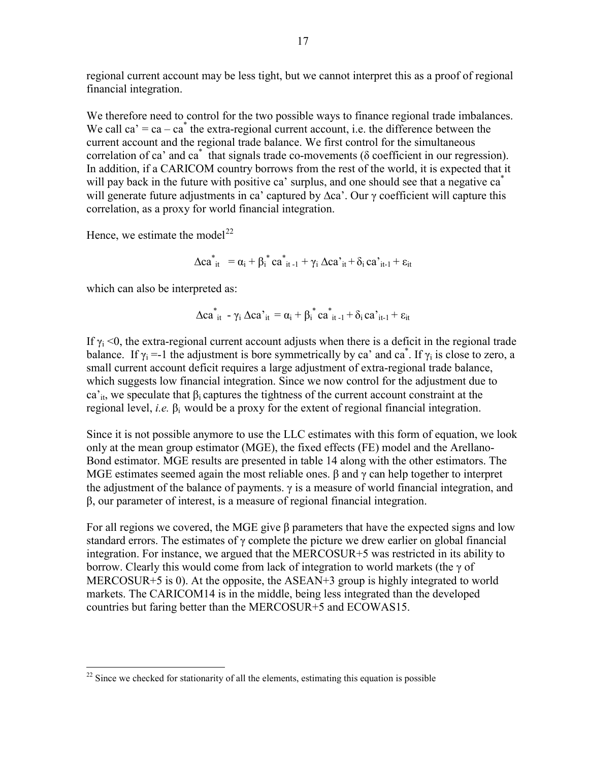regional current account may be less tight, but we cannot interpret this as a proof of regional financial integration.

We therefore need to control for the two possible ways to finance regional trade imbalances. We call $ca' = ca - ca^*$ the extra-regional current account, i.e. the difference between the current account and the regional trade balance. We first control for the simultaneous correlation of ca' and $ca^*$ that signals trade co-movements ($\delta$ coefficient in our regression). In addition, if a CARICOM country borrows from the rest of the world, it is expected that it will pay back in the future with positive ca' surplus, and one should see that a negative $ca^*$ will generate future adjustments in ca' captured by $\Delta ca'$. Our $\gamma$ coefficient will capture this correlation, as a proxy for world financial integration.

Hence, we estimate the model[22]

$$\Delta ca^*_{it} = \alpha_i + \beta_i^* ca^*_{it-1} + \gamma_i \Delta ca'_{it} + \delta_i ca'_{it-1} + \varepsilon_{it}$$

which can also be interpreted as:

$$\Delta ca^*_{it} - \gamma_i \Delta ca'_{it} = \alpha_i + \beta_i^* ca^*_{it-1} + \delta_i ca'_{it-1} + \varepsilon_{it}$$

If $\gamma_i < 0$, the extra-regional current account adjusts when there is a deficit in the regional trade balance. If $\gamma_i = -1$ the adjustment is bore symmetrically by ca' and $ca^*$. If $\gamma_i$ is close to zero, a small current account deficit requires a large adjustment of extra-regional trade balance, which suggests low financial integration. Since we now control for the adjustment due to $ca'_{it}$, we speculate that $\beta_i$ captures the tightness of the current account constraint at the regional level, *i.e.* $\beta_i$ would be a proxy for the extent of regional financial integration.

Since it is not possible anymore to use the LLC estimates with this form of equation, we look only at the mean group estimator (MGE), the fixed effects (FE) model and the Arellano-Bond estimator. MGE results are presented in table 14 along with the other estimators. The MGE estimates seemed again the most reliable ones. $\beta$ and $\gamma$ can help together to interpret the adjustment of the balance of payments. $\gamma$ is a measure of world financial integration, and $\beta$, our parameter of interest, is a measure of regional financial integration.

For all regions we covered, the MGE give $\beta$ parameters that have the expected signs and low standard errors. The estimates of $\gamma$ complete the picture we drew earlier on global financial integration. For instance, we argued that the MERCOSUR+5 was restricted in its ability to borrow. Clearly this would come from lack of integration to world markets (the $\gamma$ of MERCOSUR+5 is 0). At the opposite, the ASEAN+3 group is highly integrated to world markets. The CARICOM14 is in the middle, being less integrated than the developed countries but faring better than the MERCOSUR+5 and ECOWAS15.

[22] Since we checked for stationarity of all the elements, estimating this equation is possible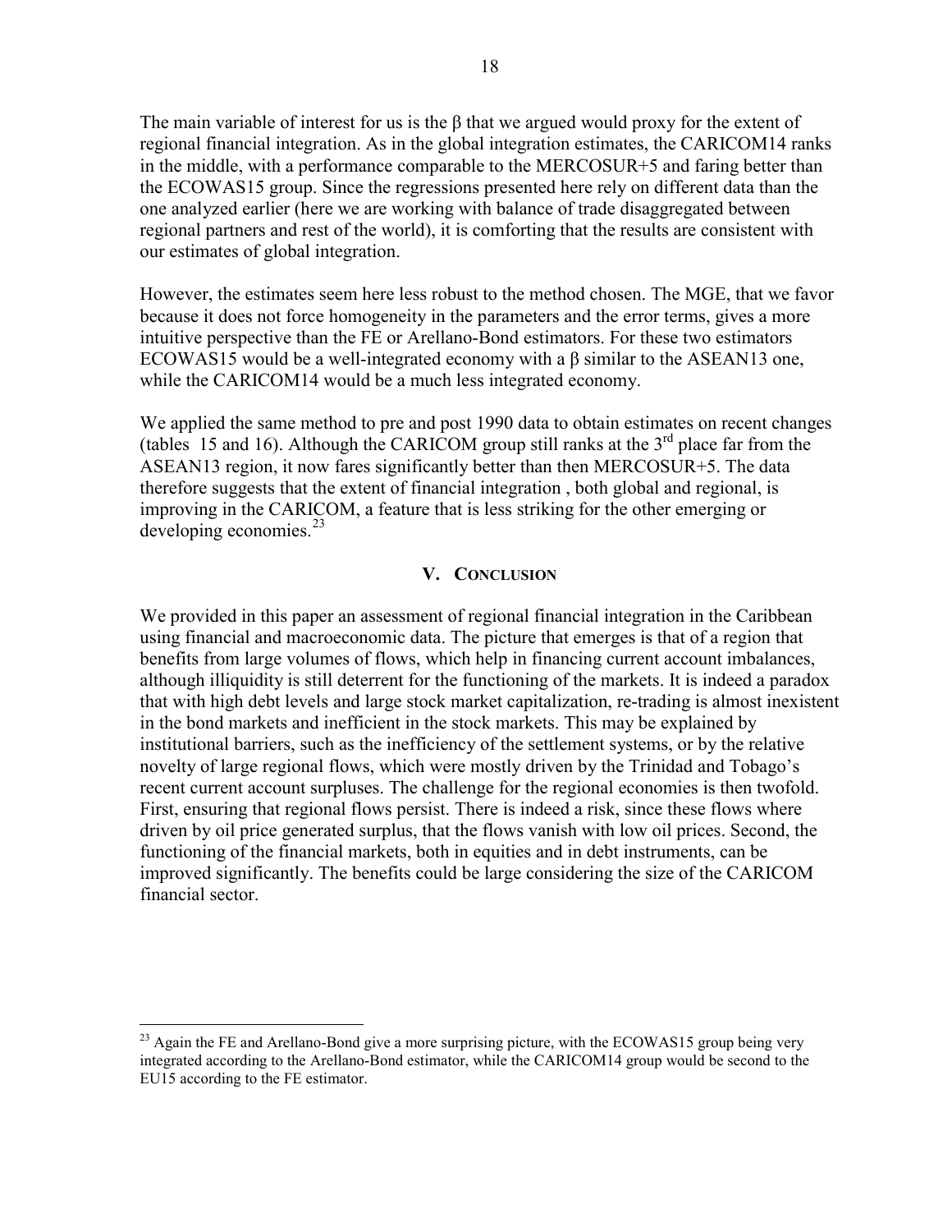The main variable of interest for us is the $\beta$ that we argued would proxy for the extent of regional financial integration. As in the global integration estimates, the CARICOM14 ranks in the middle, with a performance comparable to the MERCOSUR+5 and faring better than the ECOWAS15 group. Since the regressions presented here rely on different data than the one analyzed earlier (here we are working with balance of trade disaggregated between regional partners and rest of the world), it is comforting that the results are consistent with our estimates of global integration.

However, the estimates seem here less robust to the method chosen. The MGE, that we favor because it does not force homogeneity in the parameters and the error terms, gives a more intuitive perspective than the FE or Arellano-Bond estimators. For these two estimators ECOWAS15 would be a well-integrated economy with a $\beta$ similar to the ASEAN13 one, while the CARICOM14 would be a much less integrated economy.

We applied the same method to pre and post 1990 data to obtain estimates on recent changes (tables 15 and 16). Although the CARICOM group still ranks at the 3rd place far from the ASEAN13 region, it now fares significantly better than then MERCOSUR+5. The data therefore suggests that the extent of financial integration , both global and regional, is improving in the CARICOM, a feature that is less striking for the other emerging or developing economies.[23]

## V. Conclusion

We provided in this paper an assessment of regional financial integration in the Caribbean using financial and macroeconomic data. The picture that emerges is that of a region that benefits from large volumes of flows, which help in financing current account imbalances, although illiquidity is still deterrent for the functioning of the markets. It is indeed a paradox that with high debt levels and large stock market capitalization, re-trading is almost inexistent in the bond markets and inefficient in the stock markets. This may be explained by institutional barriers, such as the inefficiency of the settlement systems, or by the relative novelty of large regional flows, which were mostly driven by the Trinidad and Tobago's recent current account surpluses. The challenge for the regional economies is then twofold. First, ensuring that regional flows persist. There is indeed a risk, since these flows where driven by oil price generated surplus, that the flows vanish with low oil prices. Second, the functioning of the financial markets, both in equities and in debt instruments, can be improved significantly. The benefits could be large considering the size of the CARICOM financial sector.

---

[23] Again the FE and Arellano-Bond give a more surprising picture, with the ECOWAS15 group being very integrated according to the Arellano-Bond estimator, while the CARICOM14 group would be second to the EU15 according to the FE estimator.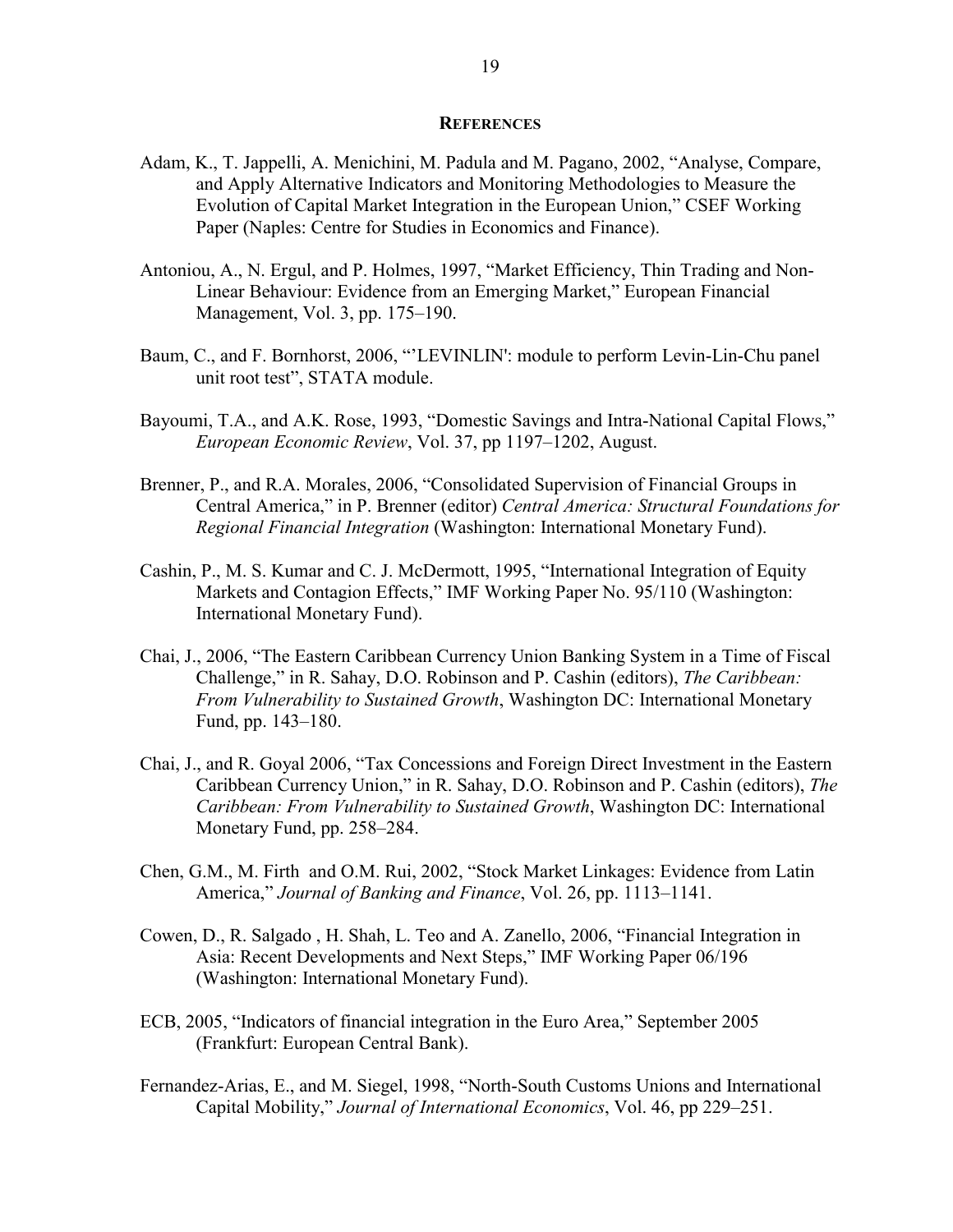## References

Adam, K., T. Jappelli, A. Menichini, M. Padula and M. Pagano, 2002, "Analyse, Compare, and Apply Alternative Indicators and Monitoring Methodologies to Measure the Evolution of Capital Market Integration in the European Union," CSEF Working Paper (Naples: Centre for Studies in Economics and Finance).

Antoniou, A., N. Ergul, and P. Holmes, 1997, "Market Efficiency, Thin Trading and Non-Linear Behaviour: Evidence from an Emerging Market," European Financial Management, Vol. 3, pp. 175–190.

Baum, C., and F. Bornhorst, 2006, "'LEVINLIN': module to perform Levin-Lin-Chu panel unit root test", STATA module.

Bayoumi, T.A., and A.K. Rose, 1993, "Domestic Savings and Intra-National Capital Flows," *European Economic Review*, Vol. 37, pp 1197–1202, August.

Brenner, P., and R.A. Morales, 2006, "Consolidated Supervision of Financial Groups in Central America," in P. Brenner (editor) *Central America: Structural Foundations for Regional Financial Integration* (Washington: International Monetary Fund).

Cashin, P., M. S. Kumar and C. J. McDermott, 1995, "International Integration of Equity Markets and Contagion Effects," IMF Working Paper No. 95/110 (Washington: International Monetary Fund).

Chai, J., 2006, "The Eastern Caribbean Currency Union Banking System in a Time of Fiscal Challenge," in R. Sahay, D.O. Robinson and P. Cashin (editors), *The Caribbean: From Vulnerability to Sustained Growth*, Washington DC: International Monetary Fund, pp. 143–180.

Chai, J., and R. Goyal 2006, "Tax Concessions and Foreign Direct Investment in the Eastern Caribbean Currency Union," in R. Sahay, D.O. Robinson and P. Cashin (editors), *The Caribbean: From Vulnerability to Sustained Growth*, Washington DC: International Monetary Fund, pp. 258–284.

Chen, G.M., M. Firth and O.M. Rui, 2002, "Stock Market Linkages: Evidence from Latin America," *Journal of Banking and Finance*, Vol. 26, pp. 1113–1141.

Cowen, D., R. Salgado , H. Shah, L. Teo and A. Zanello, 2006, "Financial Integration in Asia: Recent Developments and Next Steps," IMF Working Paper 06/196 (Washington: International Monetary Fund).

ECB, 2005, "Indicators of financial integration in the Euro Area," September 2005 (Frankfurt: European Central Bank).

Fernandez-Arias, E., and M. Siegel, 1998, "North-South Customs Unions and International Capital Mobility," *Journal of International Economics*, Vol. 46, pp 229–251.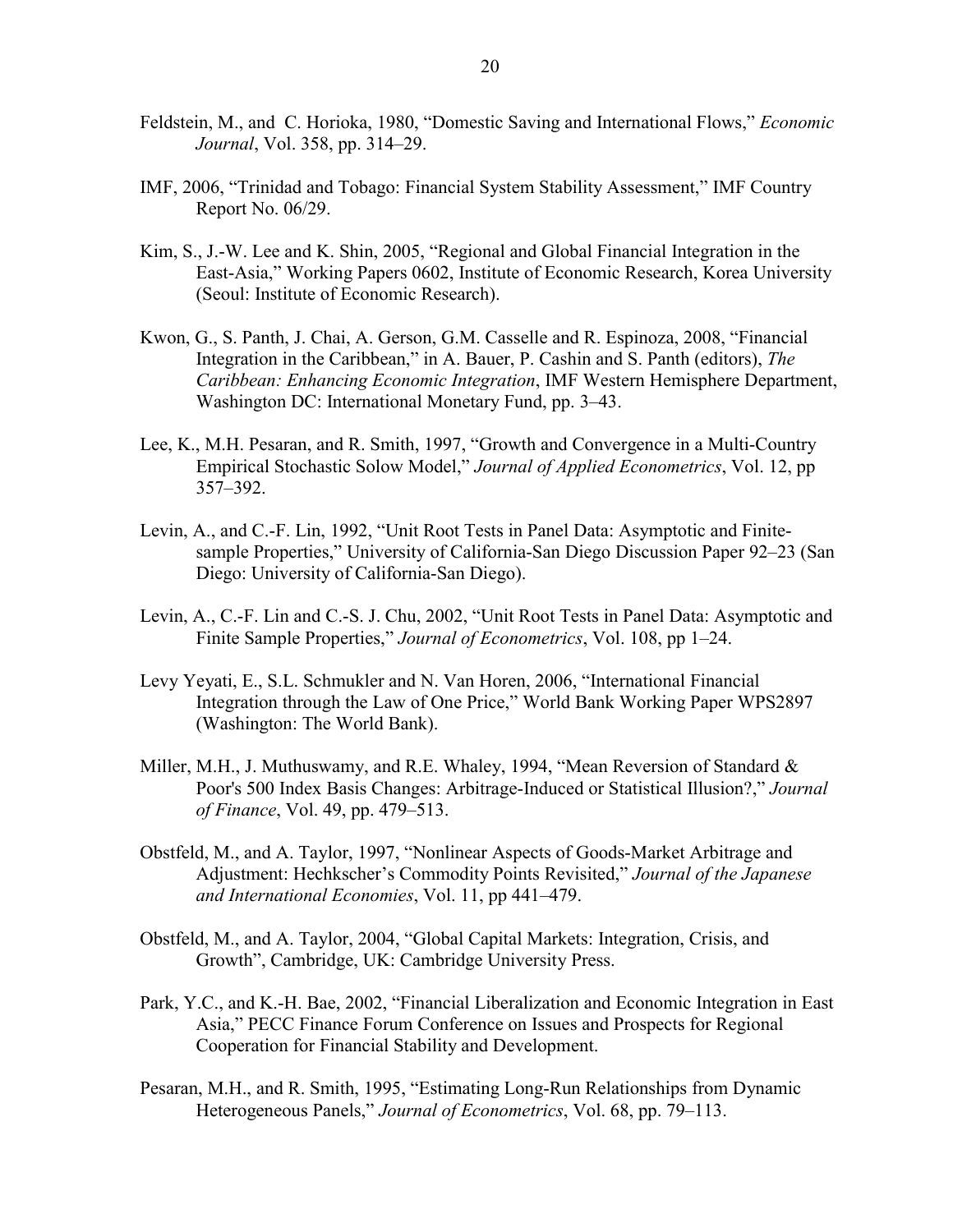Feldstein, M., and C. Horioka, 1980, "Domestic Saving and International Flows," *Economic Journal*, Vol. 358, pp. 314–29.

IMF, 2006, "Trinidad and Tobago: Financial System Stability Assessment," IMF Country Report No. 06/29.

Kim, S., J.-W. Lee and K. Shin, 2005, "Regional and Global Financial Integration in the East-Asia," Working Papers 0602, Institute of Economic Research, Korea University (Seoul: Institute of Economic Research).

Kwon, G., S. Panth, J. Chai, A. Gerson, G.M. Casselle and R. Espinoza, 2008, "Financial Integration in the Caribbean," in A. Bauer, P. Cashin and S. Panth (editors), *The Caribbean: Enhancing Economic Integration*, IMF Western Hemisphere Department, Washington DC: International Monetary Fund, pp. 3–43.

Lee, K., M.H. Pesaran, and R. Smith, 1997, "Growth and Convergence in a Multi-Country Empirical Stochastic Solow Model," *Journal of Applied Econometrics*, Vol. 12, pp 357–392.

Levin, A., and C.-F. Lin, 1992, "Unit Root Tests in Panel Data: Asymptotic and Finite-sample Properties," University of California-San Diego Discussion Paper 92–23 (San Diego: University of California-San Diego).

Levin, A., C.-F. Lin and C.-S. J. Chu, 2002, "Unit Root Tests in Panel Data: Asymptotic and Finite Sample Properties," *Journal of Econometrics*, Vol. 108, pp 1–24.

Levy Yeyati, E., S.L. Schmukler and N. Van Horen, 2006, "International Financial Integration through the Law of One Price," World Bank Working Paper WPS2897 (Washington: The World Bank).

Miller, M.H., J. Muthuswamy, and R.E. Whaley, 1994, "Mean Reversion of Standard & Poor's 500 Index Basis Changes: Arbitrage-Induced or Statistical Illusion?," *Journal of Finance*, Vol. 49, pp. 479–513.

Obstfeld, M., and A. Taylor, 1997, "Nonlinear Aspects of Goods-Market Arbitrage and Adjustment: Hechkscher's Commodity Points Revisited," *Journal of the Japanese and International Economies*, Vol. 11, pp 441–479.

Obstfeld, M., and A. Taylor, 2004, "Global Capital Markets: Integration, Crisis, and Growth", Cambridge, UK: Cambridge University Press.

Park, Y.C., and K.-H. Bae, 2002, "Financial Liberalization and Economic Integration in East Asia," PECC Finance Forum Conference on Issues and Prospects for Regional Cooperation for Financial Stability and Development.

Pesaran, M.H., and R. Smith, 1995, "Estimating Long-Run Relationships from Dynamic Heterogeneous Panels," *Journal of Econometrics*, Vol. 68, pp. 79–113.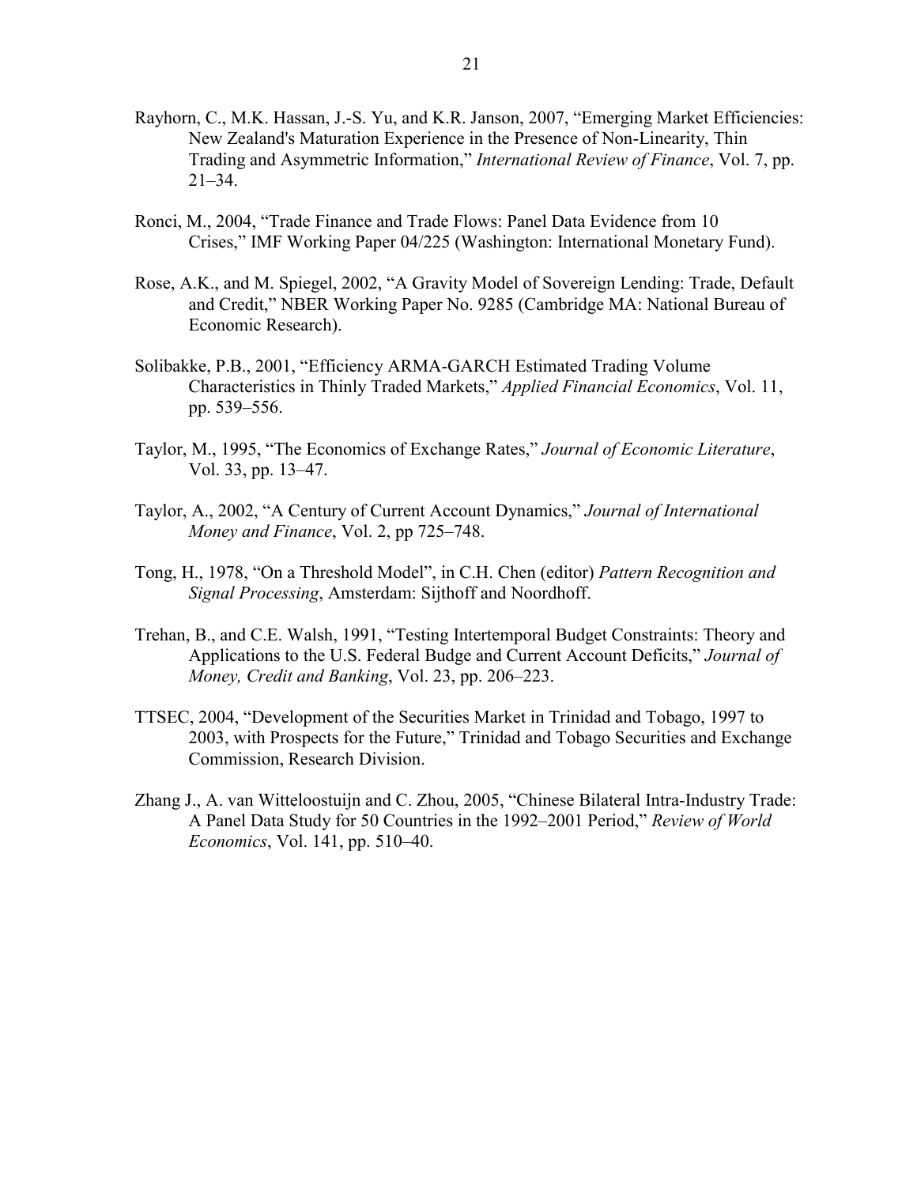Rayhorn, C., M.K. Hassan, J.-S. Yu, and K.R. Janson, 2007, "Emerging Market Efficiencies: New Zealand's Maturation Experience in the Presence of Non-Linearity, Thin Trading and Asymmetric Information," *International Review of Finance*, Vol. 7, pp. 21–34.

Ronci, M., 2004, "Trade Finance and Trade Flows: Panel Data Evidence from 10 Crises," IMF Working Paper 04/225 (Washington: International Monetary Fund).

Rose, A.K., and M. Spiegel, 2002, "A Gravity Model of Sovereign Lending: Trade, Default and Credit," NBER Working Paper No. 9285 (Cambridge MA: National Bureau of Economic Research).

Solibakke, P.B., 2001, "Efficiency ARMA-GARCH Estimated Trading Volume Characteristics in Thinly Traded Markets," *Applied Financial Economics*, Vol. 11, pp. 539–556.

Taylor, M., 1995, "The Economics of Exchange Rates," *Journal of Economic Literature*, Vol. 33, pp. 13–47.

Taylor, A., 2002, "A Century of Current Account Dynamics," *Journal of International Money and Finance*, Vol. 2, pp 725–748.

Tong, H., 1978, "On a Threshold Model", in C.H. Chen (editor) *Pattern Recognition and Signal Processing*, Amsterdam: Sijthoff and Noordhoff.

Trehan, B., and C.E. Walsh, 1991, "Testing Intertemporal Budget Constraints: Theory and Applications to the U.S. Federal Budge and Current Account Deficits," *Journal of Money, Credit and Banking*, Vol. 23, pp. 206–223.

TTSEC, 2004, "Development of the Securities Market in Trinidad and Tobago, 1997 to 2003, with Prospects for the Future," Trinidad and Tobago Securities and Exchange Commission, Research Division.

Zhang J., A. van Witteloostuijn and C. Zhou, 2005, "Chinese Bilateral Intra-Industry Trade: A Panel Data Study for 50 Countries in the 1992–2001 Period," *Review of World Economics*, Vol. 141, pp. 510–40.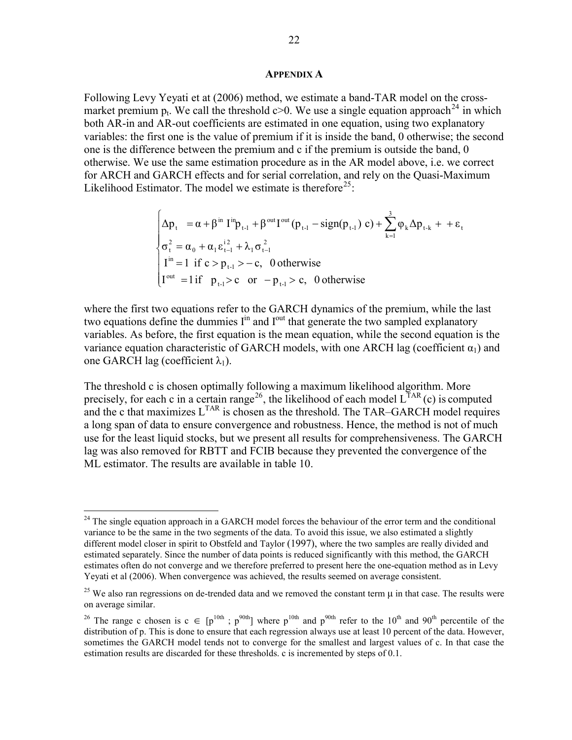## APPENDIX A

Following Levy Yeyati et at (2006) method, we estimate a band-TAR model on the cross-market premium $p_t$. We call the threshold $c>0$. We use a single equation approach[24] in which both AR-in and AR-out coefficients are estimated in one equation, using two explanatory variables: the first one is the value of premium if it is inside the band, 0 otherwise; the second one is the difference between the premium and c if the premium is outside the band, 0 otherwise. We use the same estimation procedure as in the AR model above, i.e. we correct for ARCH and GARCH effects and for serial correlation, and rely on the Quasi-Maximum Likelihood Estimator. The model we estimate is therefore[25]:

$$
\begin{cases}
\Delta p_t = \alpha + \beta^{in} I^{in} p_{t-1} + \beta^{out} I^{out} (p_{t-1} - \text{sign}(p_{t-1})\, c) + \sum_{k=1}^{3} \varphi_k \Delta p_{t-k} + + \varepsilon_t \\
\sigma_t^2 = \alpha_0 + \alpha_1 \varepsilon_{t-1}^{i\,2} + \lambda_1 \sigma_{t-1}^2 \\
I^{in} = 1 \text{ if } c > p_{t-1} > -c, \;\; 0 \text{ otherwise} \\
I^{out} = 1 \text{ if } \;\; p_{t-1} > c \;\; \text{or} \;\; -p_{t-1} > c, \;\; 0 \text{ otherwise}
\end{cases}
$$

where the first two equations refer to the GARCH dynamics of the premium, while the last two equations define the dummies $I^{in}$ and $I^{out}$ that generate the two sampled explanatory variables. As before, the first equation is the mean equation, while the second equation is the variance equation characteristic of GARCH models, with one ARCH lag (coefficient $\alpha_1$) and one GARCH lag (coefficient $\lambda_1$).

The threshold c is chosen optimally following a maximum likelihood algorithm. More precisely, for each c in a certain range[26], the likelihood of each model $L^{TAR}(c)$ is computed and the c that maximizes $L^{TAR}$ is chosen as the threshold. The TAR–GARCH model requires a long span of data to ensure convergence and robustness. Hence, the method is not of much use for the least liquid stocks, but we present all results for comprehensiveness. The GARCH lag was also removed for RBTT and FCIB because they prevented the convergence of the ML estimator. The results are available in table 10.

---

[24] The single equation approach in a GARCH model forces the behaviour of the error term and the conditional variance to be the same in the two segments of the data. To avoid this issue, we also estimated a slightly different model closer in spirit to Obstfeld and Taylor (1997), where the two samples are really divided and estimated separately. Since the number of data points is reduced significantly with this method, the GARCH estimates often do not converge and we therefore preferred to present here the one-equation method as in Levy Yeyati et al (2006). When convergence was achieved, the results seemed on average consistent.

[25] We also ran regressions on de-trended data and we removed the constant term $\mu$ in that case. The results were on average similar.

[26] The range c chosen is $c \in [p^{10th} ; p^{90th}]$ where $p^{10th}$ and $p^{90th}$ refer to the $10^{th}$ and $90^{th}$ percentile of the distribution of p. This is done to ensure that each regression always use at least 10 percent of the data. However, sometimes the GARCH model tends not to converge for the smallest and largest values of c. In that case the estimation results are discarded for these thresholds. c is incremented by steps of 0.1.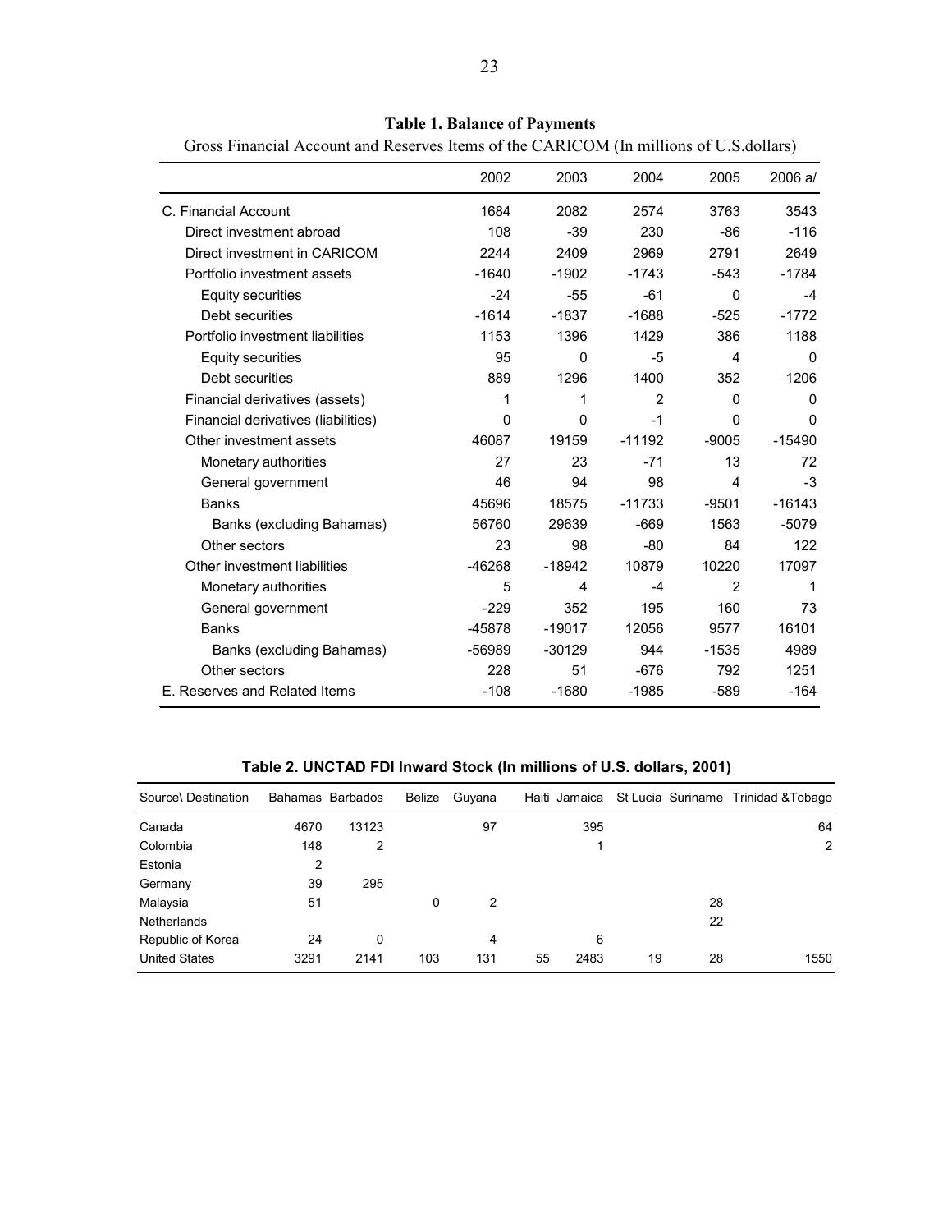**Table 1. Balance of Payments**

Gross Financial Account and Reserves Items of the CARICOM (In millions of U.S.dollars)

| | 2002 | 2003 | 2004 | 2005 | 2006 a/ |
|---|---|---|---|---|---|
| C. Financial Account | 1684 | 2082 | 2574 | 3763 | 3543 |
| Direct investment abroad | 108 | -39 | 230 | -86 | -116 |
| Direct investment in CARICOM | 2244 | 2409 | 2969 | 2791 | 2649 |
| Portfolio investment assets | -1640 | -1902 | -1743 | -543 | -1784 |
| Equity securities | -24 | -55 | -61 | 0 | -4 |
| Debt securities | -1614 | -1837 | -1688 | -525 | -1772 |
| Portfolio investment liabilities | 1153 | 1396 | 1429 | 386 | 1188 |
| Equity securities | 95 | 0 | -5 | 4 | 0 |
| Debt securities | 889 | 1296 | 1400 | 352 | 1206 |
| Financial derivatives (assets) | 1 | 1 | 2 | 0 | 0 |
| Financial derivatives (liabilities) | 0 | 0 | -1 | 0 | 0 |
| Other investment assets | 46087 | 19159 | -11192 | -9005 | -15490 |
| Monetary authorities | 27 | 23 | -71 | 13 | 72 |
| General government | 46 | 94 | 98 | 4 | -3 |
| Banks | 45696 | 18575 | -11733 | -9501 | -16143 |
| Banks (excluding Bahamas) | 56760 | 29639 | -669 | 1563 | -5079 |
| Other sectors | 23 | 98 | -80 | 84 | 122 |
| Other investment liabilities | -46268 | -18942 | 10879 | 10220 | 17097 |
| Monetary authorities | 5 | 4 | -4 | 2 | 1 |
| General government | -229 | 352 | 195 | 160 | 73 |
| Banks | -45878 | -19017 | 12056 | 9577 | 16101 |
| Banks (excluding Bahamas) | -56989 | -30129 | 944 | -1535 | 4989 |
| Other sectors | 228 | 51 | -676 | 792 | 1251 |
| E. Reserves and Related Items | -108 | -1680 | -1985 | -589 | -164 |

**Table 2. UNCTAD FDI Inward Stock (In millions of U.S. dollars, 2001)**

| Source\ Destination | Bahamas | Barbados | Belize | Guyana | Haiti | Jamaica | St Lucia | Suriname | Trinidad &Tobago |
|---|---|---|---|---|---|---|---|---|---|
| Canada | 4670 | 13123 | | 97 | | 395 | | | 64 |
| Colombia | 148 | 2 | | | | 1 | | | 2 |
| Estonia | 2 | | | | | | | | |
| Germany | 39 | 295 | | | | | | | |
| Malaysia | 51 | | 0 | 2 | | | | 28 | |
| Netherlands | | | | | | | | 22 | |
| Republic of Korea | 24 | 0 | | 4 | | 6 | | | |
| United States | 3291 | 2141 | 103 | 131 | 55 | 2483 | 19 | 28 | 1550 |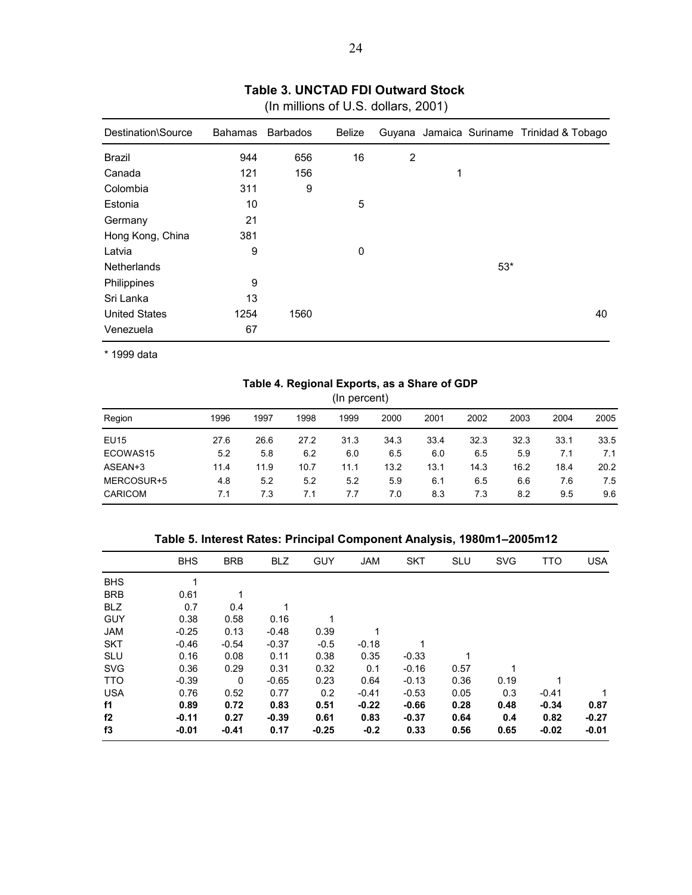**Table 3. UNCTAD FDI Outward Stock**

(In millions of U.S. dollars, 2001)

| Destination\Source | Bahamas | Barbados | Belize | Guyana | Jamaica | Suriname | Trinidad & Tobago |
|---|---|---|---|---|---|---|---|
| Brazil | 944 | 656 | 16 | 2 | | | |
| Canada | 121 | 156 | | | 1 | | |
| Colombia | 311 | 9 | | | | | |
| Estonia | 10 | | 5 | | | | |
| Germany | 21 | | | | | | |
| Hong Kong, China | 381 | | | | | | |
| Latvia | 9 | | 0 | | | | |
| Netherlands | | | | | | 53* | |
| Philippines | 9 | | | | | | |
| Sri Lanka | 13 | | | | | | |
| United States | 1254 | 1560 | | | | | 40 |
| Venezuela | 67 | | | | | | |

\* 1999 data

**Table 4. Regional Exports, as a Share of GDP**

(In percent)

| Region | 1996 | 1997 | 1998 | 1999 | 2000 | 2001 | 2002 | 2003 | 2004 | 2005 |
|---|---|---|---|---|---|---|---|---|---|---|
| EU15 | 27.6 | 26.6 | 27.2 | 31.3 | 34.3 | 33.4 | 32.3 | 32.3 | 33.1 | 33.5 |
| ECOWAS15 | 5.2 | 5.8 | 6.2 | 6.0 | 6.5 | 6.0 | 6.5 | 5.9 | 7.1 | 7.1 |
| ASEAN+3 | 11.4 | 11.9 | 10.7 | 11.1 | 13.2 | 13.1 | 14.3 | 16.2 | 18.4 | 20.2 |
| MERCOSUR+5 | 4.8 | 5.2 | 5.2 | 5.2 | 5.9 | 6.1 | 6.5 | 6.6 | 7.6 | 7.5 |
| CARICOM | 7.1 | 7.3 | 7.1 | 7.7 | 7.0 | 8.3 | 7.3 | 8.2 | 9.5 | 9.6 |

**Table 5. Interest Rates: Principal Component Analysis, 1980m1–2005m12**

| | BHS | BRB | BLZ | GUY | JAM | SKT | SLU | SVG | TTO | USA |
|---|---|---|---|---|---|---|---|---|---|---|
| BHS | 1 | | | | | | | | | |
| BRB | 0.61 | 1 | | | | | | | | |
| BLZ | 0.7 | 0.4 | 1 | | | | | | | |
| GUY | 0.38 | 0.58 | 0.16 | 1 | | | | | | |
| JAM | -0.25 | 0.13 | -0.48 | 0.39 | 1 | | | | | |
| SKT | -0.46 | -0.54 | -0.37 | -0.5 | -0.18 | 1 | | | | |
| SLU | 0.16 | 0.08 | 0.11 | 0.38 | 0.35 | -0.33 | 1 | | | |
| SVG | 0.36 | 0.29 | 0.31 | 0.32 | 0.1 | -0.16 | 0.57 | 1 | | |
| TTO | -0.39 | 0 | -0.65 | 0.23 | 0.64 | -0.13 | 0.36 | 0.19 | 1 | |
| USA | 0.76 | 0.52 | 0.77 | 0.2 | -0.41 | -0.53 | 0.05 | 0.3 | -0.41 | 1 |
| **f1** | **0.89** | **0.72** | **0.83** | **0.51** | **-0.22** | **-0.66** | **0.28** | **0.48** | **-0.34** | **0.87** |
| **f2** | **-0.11** | **0.27** | **-0.39** | **0.61** | **0.83** | **-0.37** | **0.64** | **0.4** | **0.82** | **-0.27** |
| **f3** | **-0.01** | **-0.41** | **0.17** | **-0.25** | **-0.2** | **0.33** | **0.56** | **0.65** | **-0.02** | **-0.01** |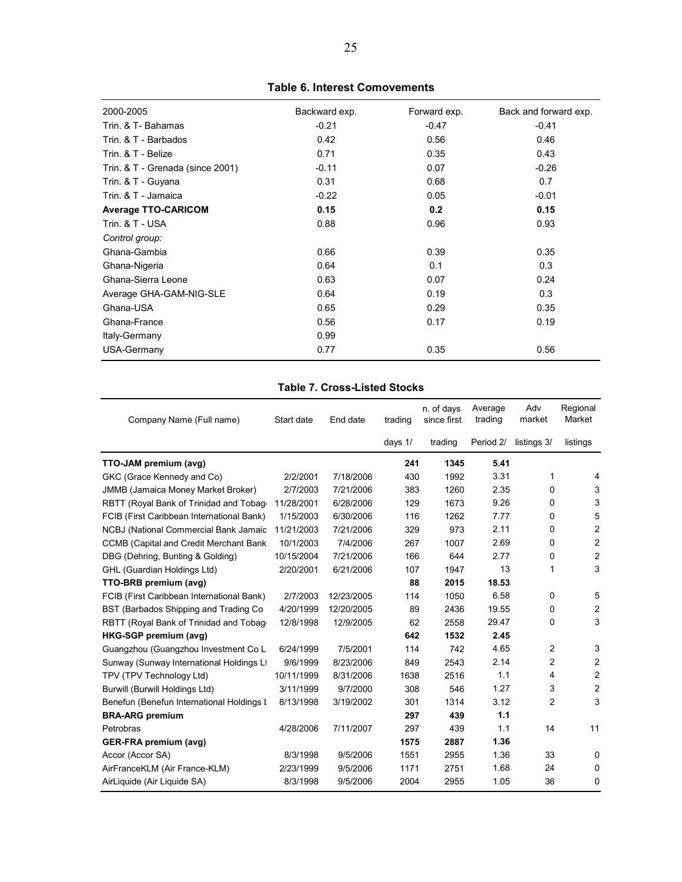**Table 6. Interest Comovements**

| 2000-2005 | Backward exp. | Forward exp. | Back and forward exp. |
|---|---|---|---|
| Trin. & T- Bahamas | -0.21 | -0.47 | -0.41 |
| Trin. & T - Barbados | 0.42 | 0.56 | 0.46 |
| Trin. & T - Belize | 0.71 | 0.35 | 0.43 |
| Trin. & T - Grenada (since 2001) | -0.11 | 0.07 | -0.26 |
| Trin. & T - Guyana | 0.31 | 0.68 | 0.7 |
| Trin. & T - Jamaica | -0.22 | 0.05 | -0.01 |
| **Average TTO-CARICOM** | **0.15** | **0.2** | **0.15** |
| Trin. & T - USA | 0.88 | 0.96 | 0.93 |
| *Control group:* | | | |
| Ghana-Gambia | 0.66 | 0.39 | 0.35 |
| Ghana-Nigeria | 0.64 | 0.1 | 0.3 |
| Ghana-Sierra Leone | 0.63 | 0.07 | 0.24 |
| Average GHA-GAM-NIG-SLE | 0.64 | 0.19 | 0.3 |
| Ghana-USA | 0.65 | 0.29 | 0.35 |
| Ghana-France | 0.56 | 0.17 | 0.19 |
| Italy-Germany | 0.99 | | |
| USA-Germany | 0.77 | 0.35 | 0.56 |

**Table 7. Cross-Listed Stocks**

| Company Name (Full name) | Start date | End date | trading days 1/ | n. of days since first trading | Average trading Period 2/ | Adv market listings 3/ | Regional Market listings |
|---|---|---|---|---|---|---|---|
| **TTO-JAM premium (avg)** | | | **241** | **1345** | **5.41** | | |
| GKC (Grace Kennedy and Co) | 2/2/2001 | 7/18/2006 | 430 | 1992 | 3.31 | 1 | 4 |
| JMMB (Jamaica Money Market Broker) | 2/7/2003 | 7/21/2006 | 383 | 1260 | 2.35 | 0 | 3 |
| RBTT (Royal Bank of Trinidad and Tobag | 11/28/2001 | 6/28/2006 | 129 | 1673 | 9.26 | 0 | 3 |
| FCIB (First Caribbean International Bank) | 1/15/2003 | 6/30/2006 | 116 | 1262 | 7.77 | 0 | 5 |
| NCBJ (National Commercial Bank Jamaic | 11/21/2003 | 7/21/2006 | 329 | 973 | 2.11 | 0 | 2 |
| CCMB (Capital and Credit Merchant Bank | 10/1/2003 | 7/4/2006 | 267 | 1007 | 2.69 | 0 | 2 |
| DBG (Dehring, Bunting & Golding) | 10/15/2004 | 7/21/2006 | 166 | 644 | 2.77 | 0 | 2 |
| GHL (Guardian Holdings Ltd) | 2/20/2001 | 6/21/2006 | 107 | 1947 | 13 | 1 | 3 |
| **TTO-BRB premium (avg)** | | | **88** | **2015** | **18.53** | | |
| FCIB (First Caribbean International Bank) | 2/7/2003 | 12/23/2005 | 114 | 1050 | 6.58 | 0 | 5 |
| BST (Barbados Shipping and Trading Co | 4/20/1999 | 12/20/2005 | 89 | 2436 | 19.55 | 0 | 2 |
| RBTT (Royal Bank of Trinidad and Tobag | 12/8/1998 | 12/9/2005 | 62 | 2558 | 29.47 | 0 | 3 |
| **HKG-SGP premium (avg)** | | | **642** | **1532** | **2.45** | | |
| Guangzhou (Guangzhou Investment Co L | 6/24/1999 | 7/5/2001 | 114 | 742 | 4.65 | 2 | 3 |
| Sunway (Sunway International Holdings Lt | 9/6/1999 | 8/23/2006 | 849 | 2543 | 2.14 | 2 | 2 |
| TPV (TPV Technology Ltd) | 10/11/1999 | 8/31/2006 | 1638 | 2516 | 1.1 | 4 | 2 |
| Burwill (Burwill Holdings Ltd) | 3/11/1999 | 9/7/2000 | 308 | 546 | 1.27 | 3 | 2 |
| Benefun (Benefun International Holdings L | 8/13/1998 | 3/19/2002 | 301 | 1314 | 3.12 | 2 | 3 |
| **BRA-ARG premium** | | | **297** | **439** | **1.1** | | |
| Petrobras | 4/28/2006 | 7/11/2007 | 297 | 439 | 1.1 | 14 | 11 |
| **GER-FRA premium (avg)** | | | **1575** | **2887** | **1.36** | | |
| Accor (Accor SA) | 8/3/1998 | 9/5/2006 | 1551 | 2955 | 1.36 | 33 | 0 |
| AirFranceKLM (Air France-KLM) | 2/23/1999 | 9/5/2006 | 1171 | 2751 | 1.68 | 24 | 0 |
| AirLiquide (Air Liquide SA) | 8/3/1998 | 9/5/2006 | 2004 | 2955 | 1.05 | 36 | 0 |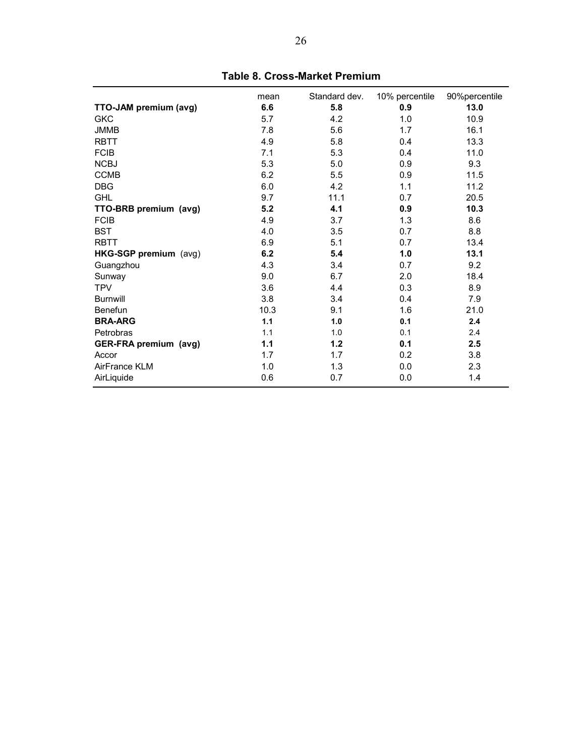**Table 8. Cross-Market Premium**

| | mean | Standard dev. | 10% percentile | 90%percentile |
|---|---|---|---|---|
| **TTO-JAM premium (avg)** | **6.6** | **5.8** | **0.9** | **13.0** |
| GKC | 5.7 | 4.2 | 1.0 | 10.9 |
| JMMB | 7.8 | 5.6 | 1.7 | 16.1 |
| RBTT | 4.9 | 5.8 | 0.4 | 13.3 |
| FCIB | 7.1 | 5.3 | 0.4 | 11.0 |
| NCBJ | 5.3 | 5.0 | 0.9 | 9.3 |
| CCMB | 6.2 | 5.5 | 0.9 | 11.5 |
| DBG | 6.0 | 4.2 | 1.1 | 11.2 |
| GHL | 9.7 | 11.1 | 0.7 | 20.5 |
| **TTO-BRB premium (avg)** | **5.2** | **4.1** | **0.9** | **10.3** |
| FCIB | 4.9 | 3.7 | 1.3 | 8.6 |
| BST | 4.0 | 3.5 | 0.7 | 8.8 |
| RBTT | 6.9 | 5.1 | 0.7 | 13.4 |
| **HKG-SGP premium** (avg) | **6.2** | **5.4** | **1.0** | **13.1** |
| Guangzhou | 4.3 | 3.4 | 0.7 | 9.2 |
| Sunway | 9.0 | 6.7 | 2.0 | 18.4 |
| TPV | 3.6 | 4.4 | 0.3 | 8.9 |
| Burnwill | 3.8 | 3.4 | 0.4 | 7.9 |
| Benefun | 10.3 | 9.1 | 1.6 | 21.0 |
| **BRA-ARG** | **1.1** | **1.0** | **0.1** | **2.4** |
| Petrobras | 1.1 | 1.0 | 0.1 | 2.4 |
| **GER-FRA premium (avg)** | **1.1** | **1.2** | **0.1** | **2.5** |
| Accor | 1.7 | 1.7 | 0.2 | 3.8 |
| AirFrance KLM | 1.0 | 1.3 | 0.0 | 2.3 |
| AirLiquide | 0.6 | 0.7 | 0.0 | 1.4 |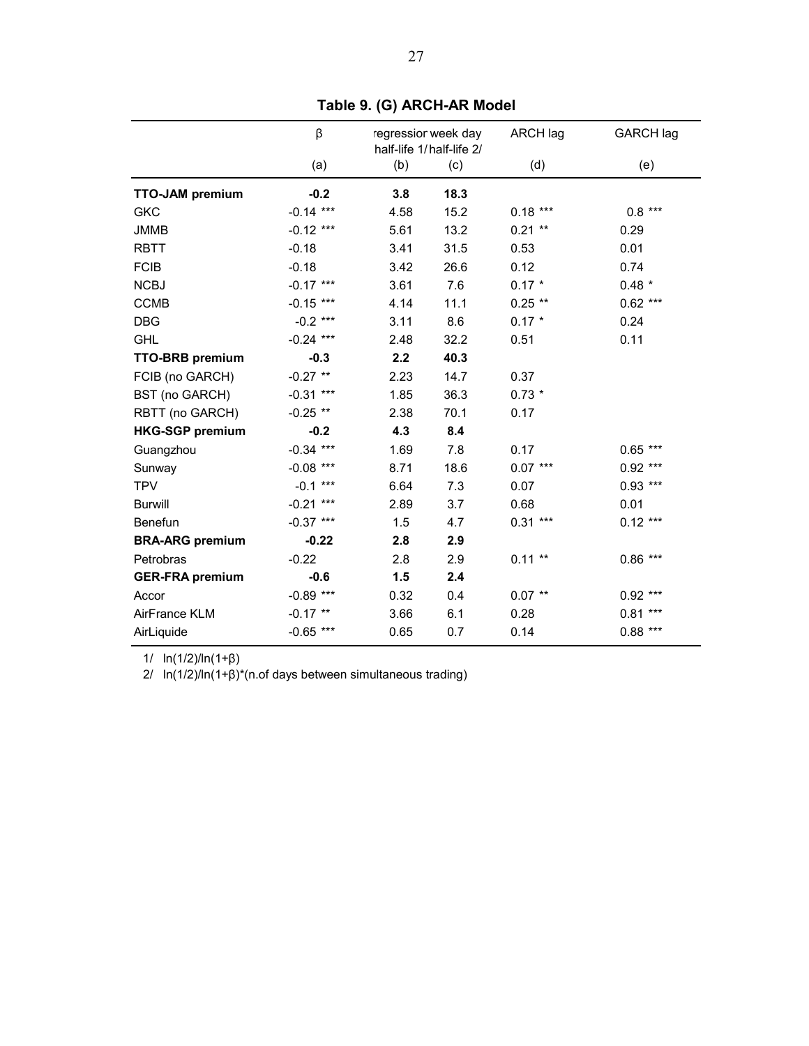**Table 9. (G) ARCH-AR Model**

| | β | regression half-life 1/ | week day half-life 2/ | ARCH lag | GARCH lag |
|---|---|---|---|---|---|
| | (a) | (b) | (c) | (d) | (e) |
| **TTO-JAM premium** | **-0.2** | **3.8** | **18.3** | | |
| GKC | -0.14 *** | 4.58 | 15.2 | 0.18 *** | 0.8 *** |
| JMMB | -0.12 *** | 5.61 | 13.2 | 0.21 ** | 0.29 |
| RBTT | -0.18 | 3.41 | 31.5 | 0.53 | 0.01 |
| FCIB | -0.18 | 3.42 | 26.6 | 0.12 | 0.74 |
| NCBJ | -0.17 *** | 3.61 | 7.6 | 0.17 * | 0.48 * |
| CCMB | -0.15 *** | 4.14 | 11.1 | 0.25 ** | 0.62 *** |
| DBG | -0.2 *** | 3.11 | 8.6 | 0.17 * | 0.24 |
| GHL | -0.24 *** | 2.48 | 32.2 | 0.51 | 0.11 |
| **TTO-BRB premium** | **-0.3** | **2.2** | **40.3** | | |
| FCIB (no GARCH) | -0.27 ** | 2.23 | 14.7 | 0.37 | |
| BST (no GARCH) | -0.31 *** | 1.85 | 36.3 | 0.73 * | |
| RBTT (no GARCH) | -0.25 ** | 2.38 | 70.1 | 0.17 | |
| **HKG-SGP premium** | **-0.2** | **4.3** | **8.4** | | |
| Guangzhou | -0.34 *** | 1.69 | 7.8 | 0.17 | 0.65 *** |
| Sunway | -0.08 *** | 8.71 | 18.6 | 0.07 *** | 0.92 *** |
| TPV | -0.1 *** | 6.64 | 7.3 | 0.07 | 0.93 *** |
| Burwill | -0.21 *** | 2.89 | 3.7 | 0.68 | 0.01 |
| Benefun | -0.37 *** | 1.5 | 4.7 | 0.31 *** | 0.12 *** |
| **BRA-ARG premium** | **-0.22** | **2.8** | **2.9** | | |
| Petrobras | -0.22 | 2.8 | 2.9 | 0.11 ** | 0.86 *** |
| **GER-FRA premium** | **-0.6** | **1.5** | **2.4** | | |
| Accor | -0.89 *** | 0.32 | 0.4 | 0.07 ** | 0.92 *** |
| AirFrance KLM | -0.17 ** | 3.66 | 6.1 | 0.28 | 0.81 *** |
| AirLiquide | -0.65 *** | 0.65 | 0.7 | 0.14 | 0.88 *** |

1/ $\ln(1/2)/\ln(1+\beta)$

2/ $\ln(1/2)/\ln(1+\beta)$*(n.of days between simultaneous trading)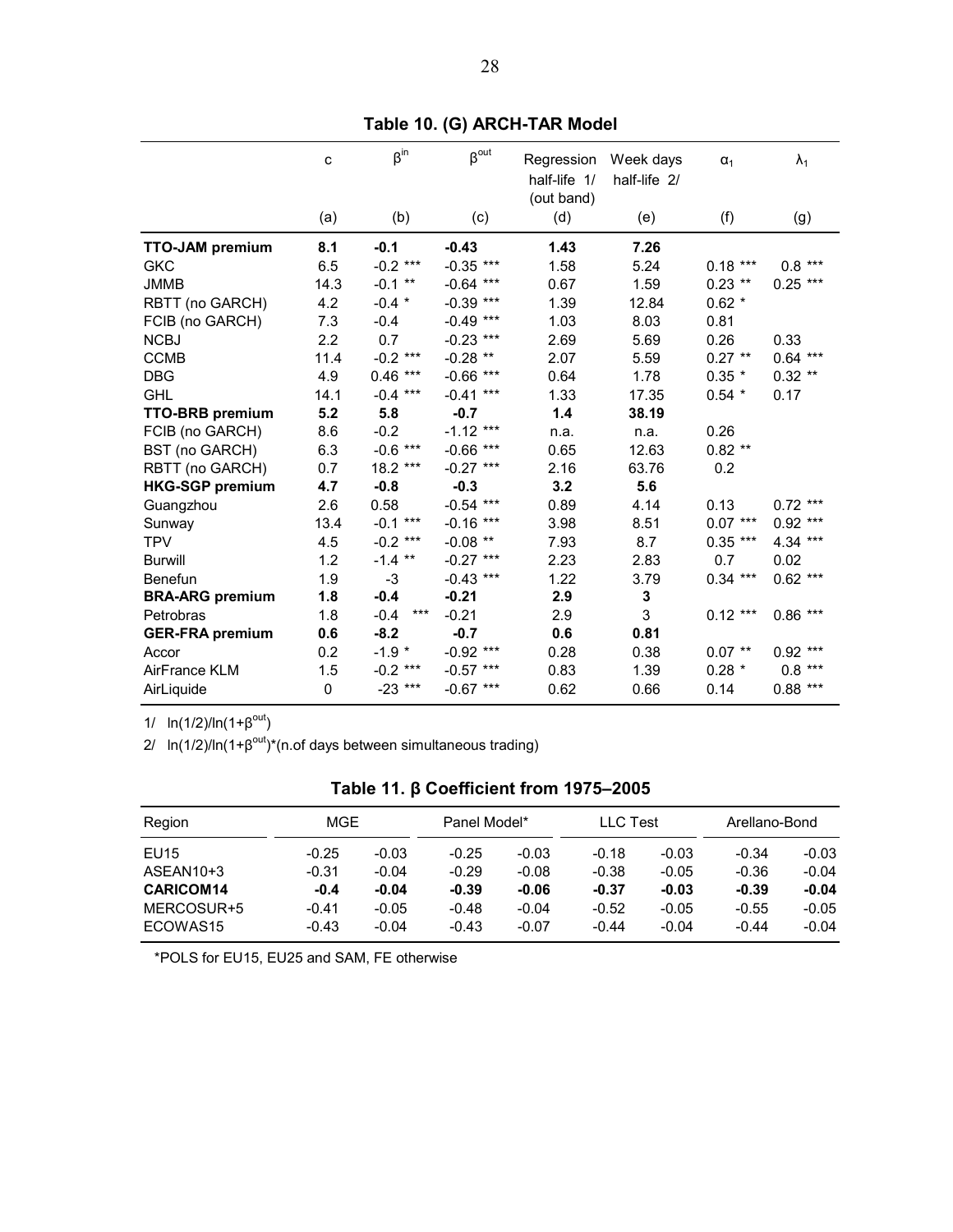**Table 10. (G) ARCH-TAR Model**

| | c | $\beta^{in}$ | $\beta^{out}$ | Regression half-life 1/ (out band) | Week days half-life 2/ | $\alpha_1$ | $\lambda_1$ |
|---|---|---|---|---|---|---|---|
| | (a) | (b) | (c) | (d) | (e) | (f) | (g) |
| **TTO-JAM premium** | **8.1** | **-0.1** | **-0.43** | **1.43** | **7.26** | | |
| GKC | 6.5 | -0.2 *** | -0.35 *** | 1.58 | 5.24 | 0.18 *** | 0.8 *** |
| JMMB | 14.3 | -0.1 ** | -0.64 *** | 0.67 | 1.59 | 0.23 ** | 0.25 *** |
| RBTT (no GARCH) | 4.2 | -0.4 * | -0.39 *** | 1.39 | 12.84 | 0.62 * | |
| FCIB (no GARCH) | 7.3 | -0.4 | -0.49 *** | 1.03 | 8.03 | 0.81 | |
| NCBJ | 2.2 | 0.7 | -0.23 *** | 2.69 | 5.69 | 0.26 | 0.33 |
| CCMB | 11.4 | -0.2 *** | -0.28 ** | 2.07 | 5.59 | 0.27 ** | 0.64 *** |
| DBG | 4.9 | 0.46 *** | -0.66 *** | 0.64 | 1.78 | 0.35 * | 0.32 ** |
| GHL | 14.1 | -0.4 *** | -0.41 *** | 1.33 | 17.35 | 0.54 * | 0.17 |
| **TTO-BRB premium** | **5.2** | **5.8** | **-0.7** | **1.4** | **38.19** | | |
| FCIB (no GARCH) | 8.6 | -0.2 | -1.12 *** | n.a. | n.a. | 0.26 | |
| BST (no GARCH) | 6.3 | -0.6 *** | -0.66 *** | 0.65 | 12.63 | 0.82 ** | |
| RBTT (no GARCH) | 0.7 | 18.2 *** | -0.27 *** | 2.16 | 63.76 | 0.2 | |
| **HKG-SGP premium** | **4.7** | **-0.8** | **-0.3** | **3.2** | **5.6** | | |
| Guangzhou | 2.6 | 0.58 | -0.54 *** | 0.89 | 4.14 | 0.13 | 0.72 *** |
| Sunway | 13.4 | -0.1 *** | -0.16 *** | 3.98 | 8.51 | 0.07 *** | 0.92 *** |
| TPV | 4.5 | -0.2 *** | -0.08 ** | 7.93 | 8.7 | 0.35 *** | 4.34 *** |
| Burwill | 1.2 | -1.4 ** | -0.27 *** | 2.23 | 2.83 | 0.7 | 0.02 |
| Benefun | 1.9 | -3 | -0.43 *** | 1.22 | 3.79 | 0.34 *** | 0.62 *** |
| **BRA-ARG premium** | **1.8** | **-0.4** | **-0.21** | **2.9** | **3** | | |
| Petrobras | 1.8 | -0.4 *** | -0.21 | 2.9 | 3 | 0.12 *** | 0.86 *** |
| **GER-FRA premium** | **0.6** | **-8.2** | **-0.7** | **0.6** | **0.81** | | |
| Accor | 0.2 | -1.9 * | -0.92 *** | 0.28 | 0.38 | 0.07 ** | 0.92 *** |
| AirFrance KLM | 1.5 | -0.2 *** | -0.57 *** | 0.83 | 1.39 | 0.28 * | 0.8 *** |
| AirLiquide | 0 | -23 *** | -0.67 *** | 0.62 | 0.66 | 0.14 | 0.88 *** |

1/ $\ln(1/2)/\ln(1+\beta^{out})$

2/ $\ln(1/2)/\ln(1+\beta^{out})$*(n.of days between simultaneous trading)

**Table 11. β Coefficient from 1975–2005**

| Region | MGE | | Panel Model* | | LLC Test | | Arellano-Bond | |
|---|---|---|---|---|---|---|---|---|
| EU15 | -0.25 | -0.03 | -0.25 | -0.03 | -0.18 | -0.03 | -0.34 | -0.03 |
| ASEAN10+3 | -0.31 | -0.04 | -0.29 | -0.08 | -0.38 | -0.05 | -0.36 | -0.04 |
| **CARICOM14** | **-0.4** | **-0.04** | **-0.39** | **-0.06** | **-0.37** | **-0.03** | **-0.39** | **-0.04** |
| MERCOSUR+5 | -0.41 | -0.05 | -0.48 | -0.04 | -0.52 | -0.05 | -0.55 | -0.05 |
| ECOWAS15 | -0.43 | -0.04 | -0.43 | -0.07 | -0.44 | -0.04 | -0.44 | -0.04 |

*POLS for EU15, EU25 and SAM, FE otherwise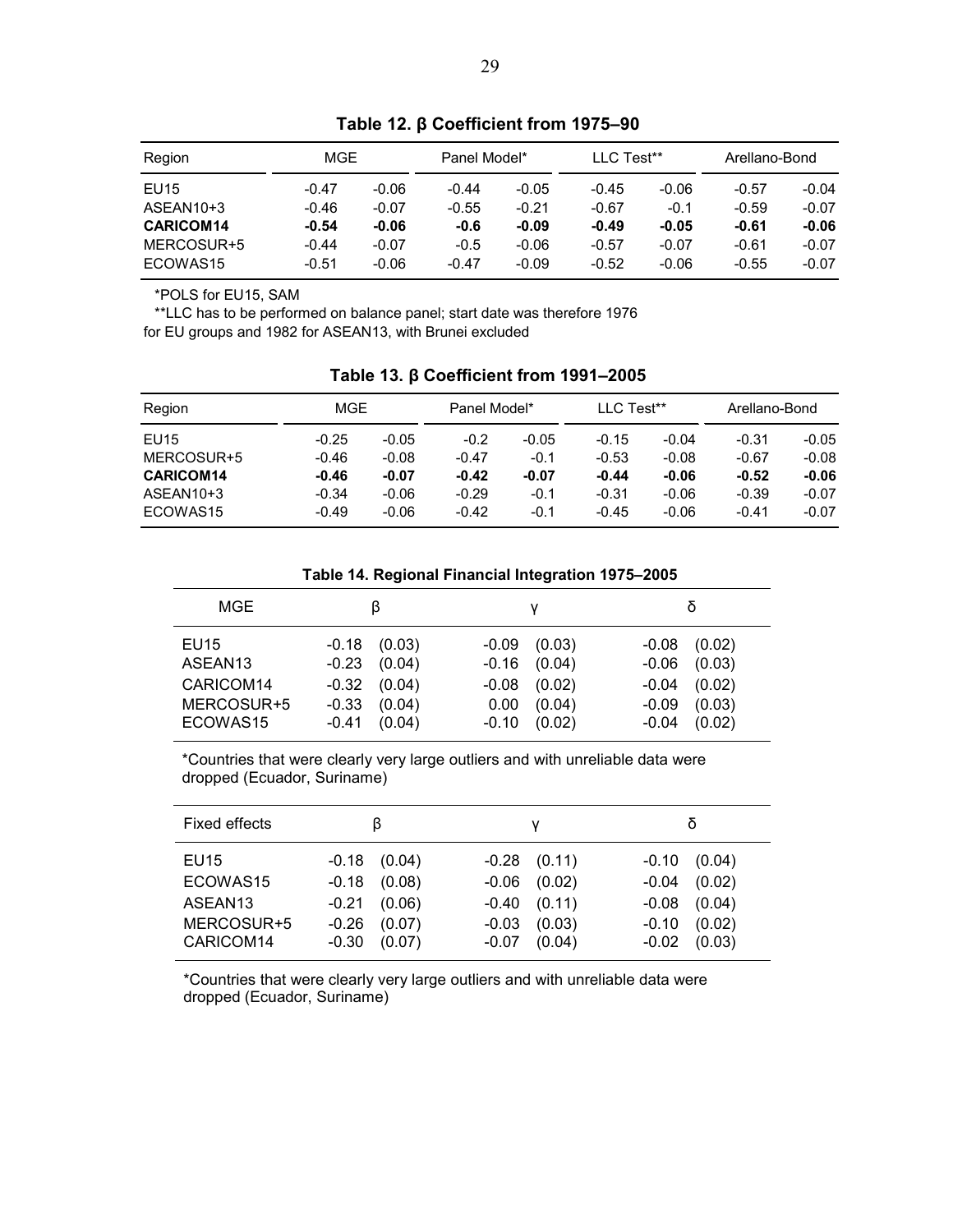**Table 12. β Coefficient from 1975–90**

| Region | MGE | | Panel Model* | | LLC Test** | | Arellano-Bond | |
|---|---|---|---|---|---|---|---|---|
| EU15 | -0.47 | -0.06 | -0.44 | -0.05 | -0.45 | -0.06 | -0.57 | -0.04 |
| ASEAN10+3 | -0.46 | -0.07 | -0.55 | -0.21 | -0.67 | -0.1 | -0.59 | -0.07 |
| **CARICOM14** | **-0.54** | **-0.06** | **-0.6** | **-0.09** | **-0.49** | **-0.05** | **-0.61** | **-0.06** |
| MERCOSUR+5 | -0.44 | -0.07 | -0.5 | -0.06 | -0.57 | -0.07 | -0.61 | -0.07 |
| ECOWAS15 | -0.51 | -0.06 | -0.47 | -0.09 | -0.52 | -0.06 | -0.55 | -0.07 |

*POLS for EU15, SAM

**LLC has to be performed on balance panel; start date was therefore 1976 for EU groups and 1982 for ASEAN13, with Brunei excluded

**Table 13. β Coefficient from 1991–2005**

| Region | MGE | | Panel Model* | | LLC Test** | | Arellano-Bond | |
|---|---|---|---|---|---|---|---|---|
| EU15 | -0.25 | -0.05 | -0.2 | -0.05 | -0.15 | -0.04 | -0.31 | -0.05 |
| MERCOSUR+5 | -0.46 | -0.08 | -0.47 | -0.1 | -0.53 | -0.08 | -0.67 | -0.08 |
| **CARICOM14** | **-0.46** | **-0.07** | **-0.42** | **-0.07** | **-0.44** | **-0.06** | **-0.52** | **-0.06** |
| ASEAN10+3 | -0.34 | -0.06 | -0.29 | -0.1 | -0.31 | -0.06 | -0.39 | -0.07 |
| ECOWAS15 | -0.49 | -0.06 | -0.42 | -0.1 | -0.45 | -0.06 | -0.41 | -0.07 |

**Table 14. Regional Financial Integration 1975–2005**

| MGE | β | | γ | | δ | |
|---|---|---|---|---|---|---|
| EU15 | -0.18 | (0.03) | -0.09 | (0.03) | -0.08 | (0.02) |
| ASEAN13 | -0.23 | (0.04) | -0.16 | (0.04) | -0.06 | (0.03) |
| CARICOM14 | -0.32 | (0.04) | -0.08 | (0.02) | -0.04 | (0.02) |
| MERCOSUR+5 | -0.33 | (0.04) | 0.00 | (0.04) | -0.09 | (0.03) |
| ECOWAS15 | -0.41 | (0.04) | -0.10 | (0.02) | -0.04 | (0.02) |

*Countries that were clearly very large outliers and with unreliable data were dropped (Ecuador, Suriname)

| Fixed effects | β | | γ | | δ | |
|---|---|---|---|---|---|---|
| EU15 | -0.18 | (0.04) | -0.28 | (0.11) | -0.10 | (0.04) |
| ECOWAS15 | -0.18 | (0.08) | -0.06 | (0.02) | -0.04 | (0.02) |
| ASEAN13 | -0.21 | (0.06) | -0.40 | (0.11) | -0.08 | (0.04) |
| MERCOSUR+5 | -0.26 | (0.07) | -0.03 | (0.03) | -0.10 | (0.02) |
| CARICOM14 | -0.30 | (0.07) | -0.07 | (0.04) | -0.02 | (0.03) |

*Countries that were clearly very large outliers and with unreliable data were dropped (Ecuador, Suriname)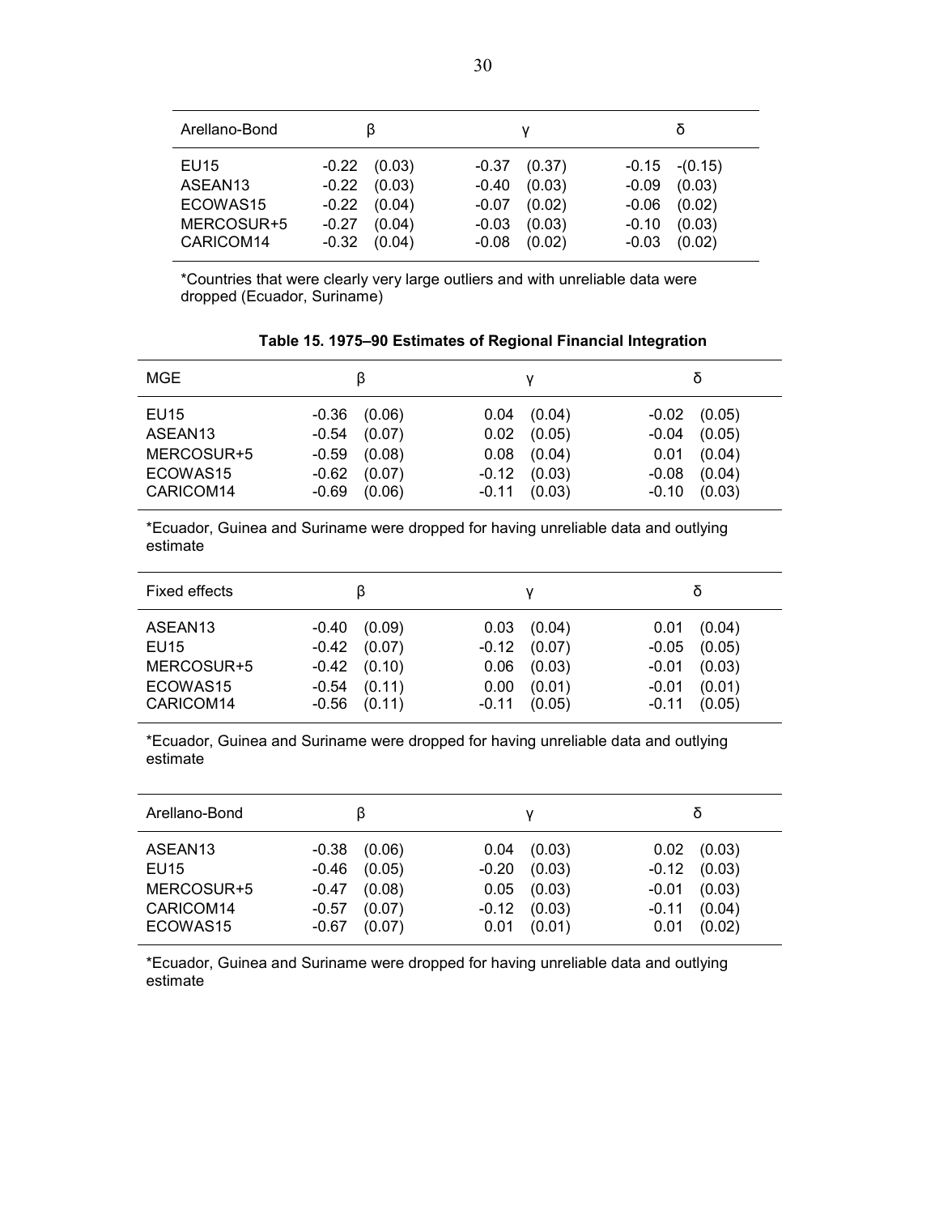| Arellano-Bond | β | | γ | | δ | |
|---|---|---|---|---|---|---|
| EU15 | -0.22 | (0.03) | -0.37 | (0.37) | -0.15 | -(0.15) |
| ASEAN13 | -0.22 | (0.03) | -0.40 | (0.03) | -0.09 | (0.03) |
| ECOWAS15 | -0.22 | (0.04) | -0.07 | (0.02) | -0.06 | (0.02) |
| MERCOSUR+5 | -0.27 | (0.04) | -0.03 | (0.03) | -0.10 | (0.03) |
| CARICOM14 | -0.32 | (0.04) | -0.08 | (0.02) | -0.03 | (0.02) |

*Countries that were clearly very large outliers and with unreliable data were dropped (Ecuador, Suriname)

**Table 15. 1975–90 Estimates of Regional Financial Integration**

| MGE | β | | γ | | δ | |
|---|---|---|---|---|---|---|
| EU15 | -0.36 | (0.06) | 0.04 | (0.04) | -0.02 | (0.05) |
| ASEAN13 | -0.54 | (0.07) | 0.02 | (0.05) | -0.04 | (0.05) |
| MERCOSUR+5 | -0.59 | (0.08) | 0.08 | (0.04) | 0.01 | (0.04) |
| ECOWAS15 | -0.62 | (0.07) | -0.12 | (0.03) | -0.08 | (0.04) |
| CARICOM14 | -0.69 | (0.06) | -0.11 | (0.03) | -0.10 | (0.03) |

*Ecuador, Guinea and Suriname were dropped for having unreliable data and outlying estimate

| Fixed effects | β | | γ | | δ | |
|---|---|---|---|---|---|---|
| ASEAN13 | -0.40 | (0.09) | 0.03 | (0.04) | 0.01 | (0.04) |
| EU15 | -0.42 | (0.07) | -0.12 | (0.07) | -0.05 | (0.05) |
| MERCOSUR+5 | -0.42 | (0.10) | 0.06 | (0.03) | -0.01 | (0.03) |
| ECOWAS15 | -0.54 | (0.11) | 0.00 | (0.01) | -0.01 | (0.01) |
| CARICOM14 | -0.56 | (0.11) | -0.11 | (0.05) | -0.11 | (0.05) |

*Ecuador, Guinea and Suriname were dropped for having unreliable data and outlying estimate

| Arellano-Bond | β | | γ | | δ | |
|---|---|---|---|---|---|---|
| ASEAN13 | -0.38 | (0.06) | 0.04 | (0.03) | 0.02 | (0.03) |
| EU15 | -0.46 | (0.05) | -0.20 | (0.03) | -0.12 | (0.03) |
| MERCOSUR+5 | -0.47 | (0.08) | 0.05 | (0.03) | -0.01 | (0.03) |
| CARICOM14 | -0.57 | (0.07) | -0.12 | (0.03) | -0.11 | (0.04) |
| ECOWAS15 | -0.67 | (0.07) | 0.01 | (0.01) | 0.01 | (0.02) |

*Ecuador, Guinea and Suriname were dropped for having unreliable data and outlying estimate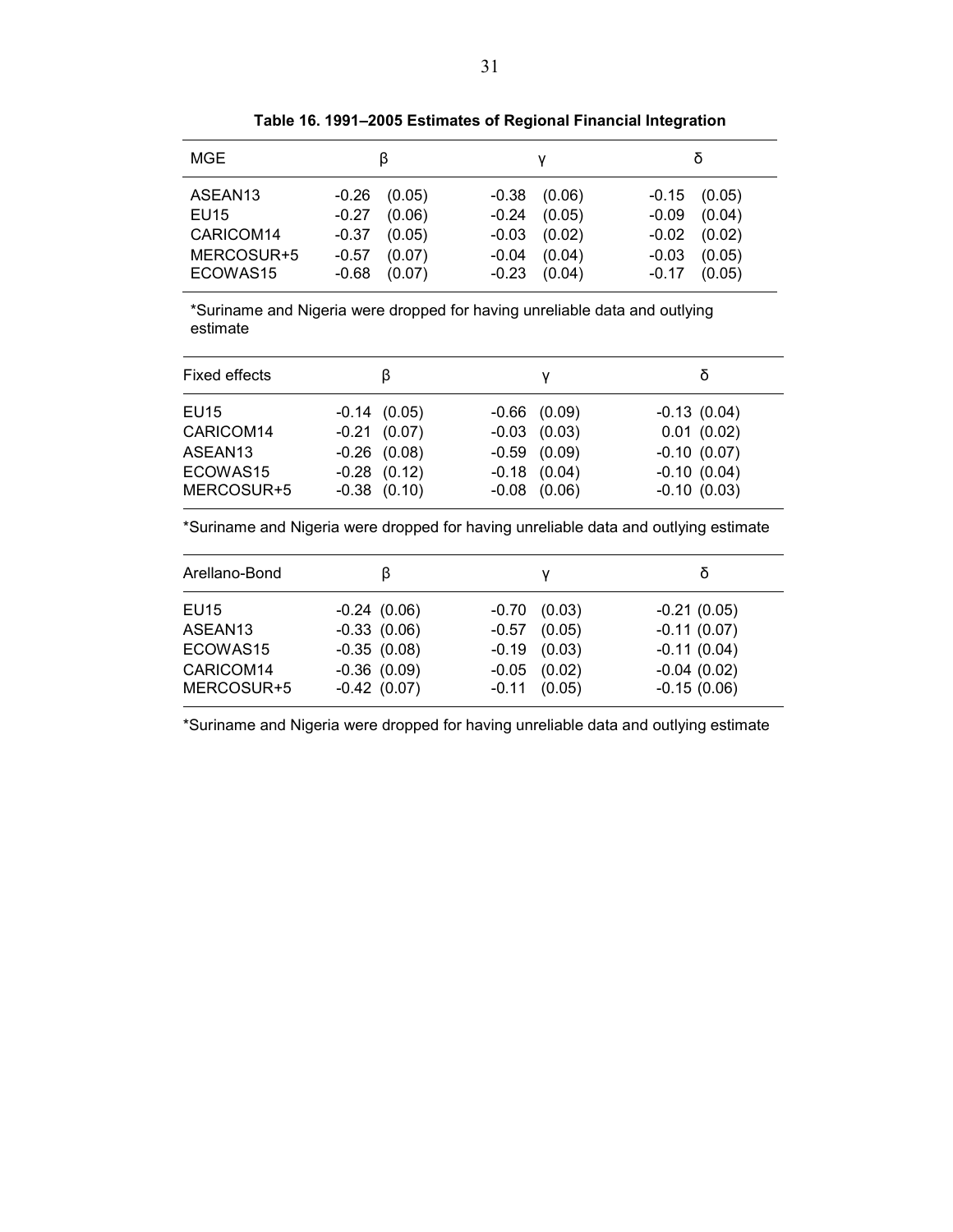**Table 16. 1991–2005 Estimates of Regional Financial Integration**

| MGE | β | | γ | | δ | |
|---|---|---|---|---|---|---|
| ASEAN13 | -0.26 | (0.05) | -0.38 | (0.06) | -0.15 | (0.05) |
| EU15 | -0.27 | (0.06) | -0.24 | (0.05) | -0.09 | (0.04) |
| CARICOM14 | -0.37 | (0.05) | -0.03 | (0.02) | -0.02 | (0.02) |
| MERCOSUR+5 | -0.57 | (0.07) | -0.04 | (0.04) | -0.03 | (0.05) |
| ECOWAS15 | -0.68 | (0.07) | -0.23 | (0.04) | -0.17 | (0.05) |

*Suriname and Nigeria were dropped for having unreliable data and outlying estimate

| Fixed effects | β | | γ | | δ | |
|---|---|---|---|---|---|---|
| EU15 | -0.14 | (0.05) | -0.66 | (0.09) | -0.13 | (0.04) |
| CARICOM14 | -0.21 | (0.07) | -0.03 | (0.03) | 0.01 | (0.02) |
| ASEAN13 | -0.26 | (0.08) | -0.59 | (0.09) | -0.10 | (0.07) |
| ECOWAS15 | -0.28 | (0.12) | -0.18 | (0.04) | -0.10 | (0.04) |
| MERCOSUR+5 | -0.38 | (0.10) | -0.08 | (0.06) | -0.10 | (0.03) |

*Suriname and Nigeria were dropped for having unreliable data and outlying estimate

| Arellano-Bond | β | | γ | | δ | |
|---|---|---|---|---|---|---|
| EU15 | -0.24 | (0.06) | -0.70 | (0.03) | -0.21 | (0.05) |
| ASEAN13 | -0.33 | (0.06) | -0.57 | (0.05) | -0.11 | (0.07) |
| ECOWAS15 | -0.35 | (0.08) | -0.19 | (0.03) | -0.11 | (0.04) |
| CARICOM14 | -0.36 | (0.09) | -0.05 | (0.02) | -0.04 | (0.02) |
| MERCOSUR+5 | -0.42 | (0.07) | -0.11 | (0.05) | -0.15 | (0.06) |

*Suriname and Nigeria were dropped for having unreliable data and outlying estimate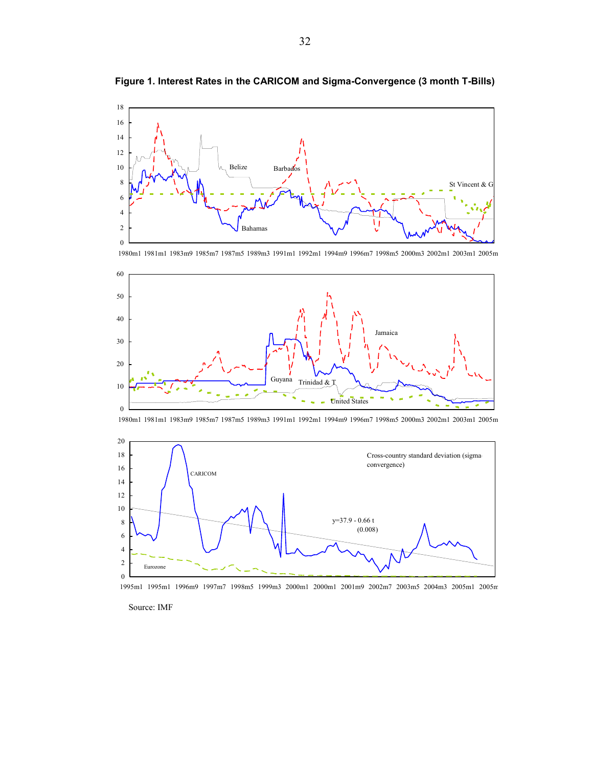**Figure 1. Interest Rates in the CARICOM and Sigma-Convergence (3 month T-Bills)**

Source: IMF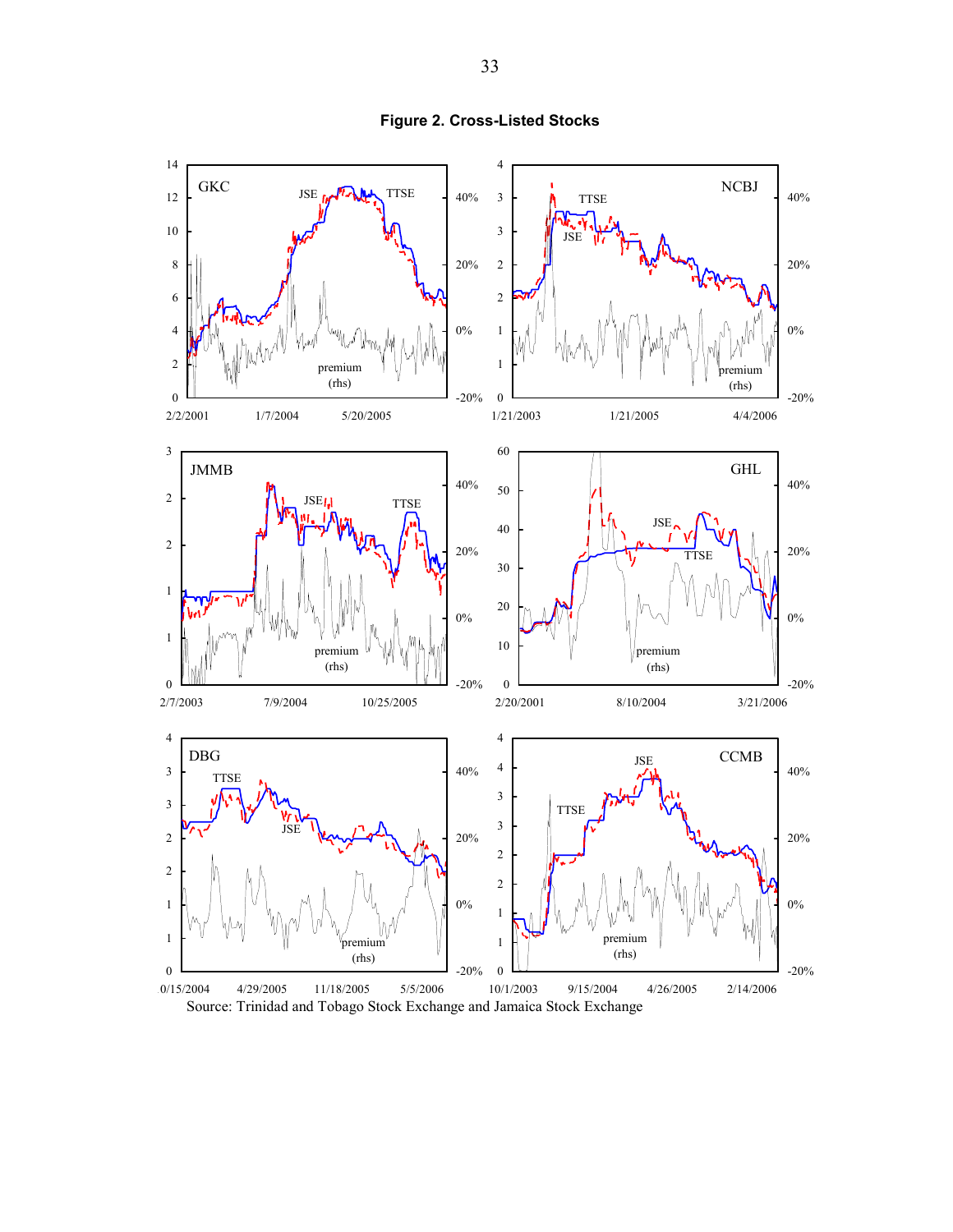**Figure 2. Cross-Listed Stocks**

Source: Trinidad and Tobago Stock Exchange and Jamaica Stock Exchange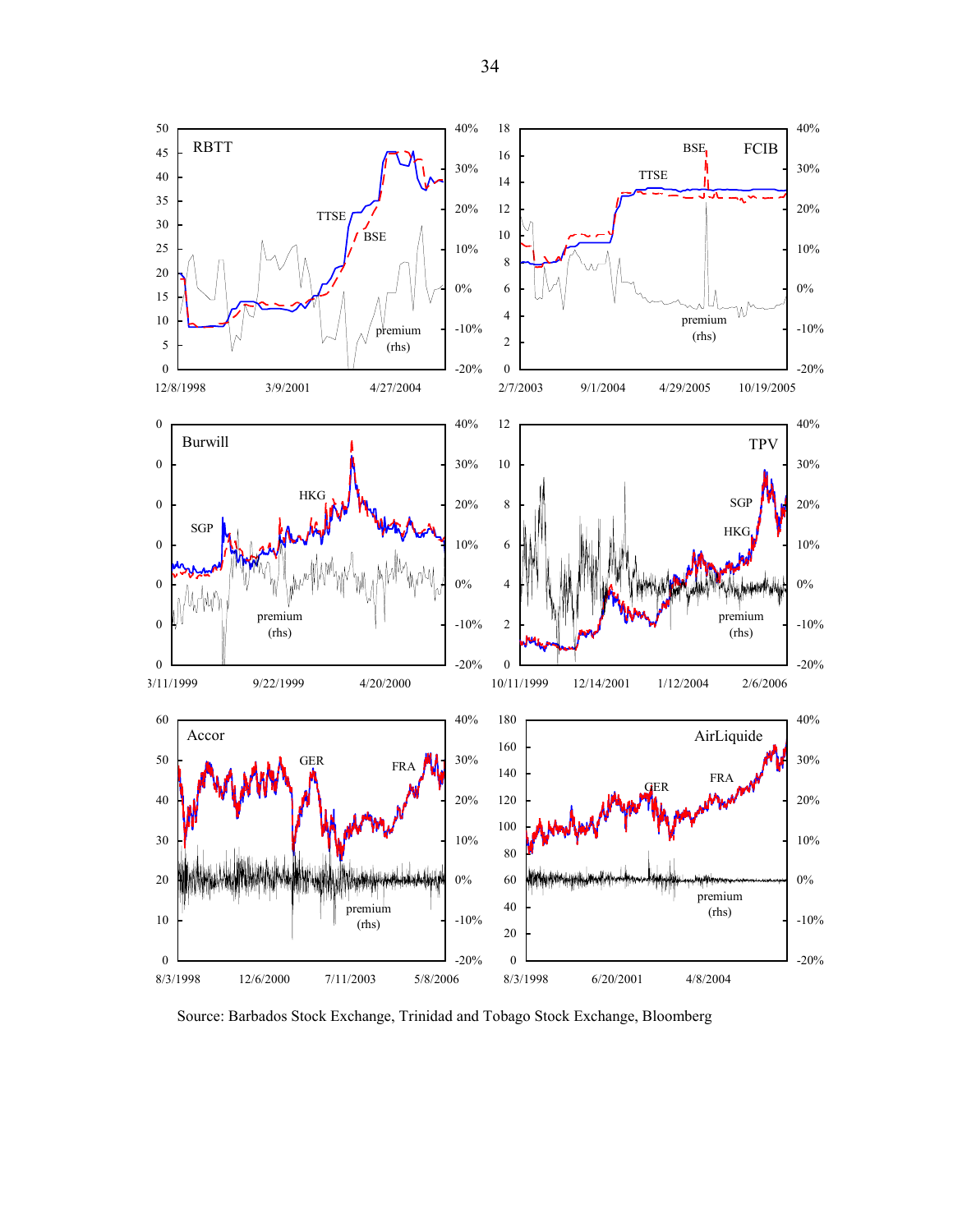Source: Barbados Stock Exchange, Trinidad and Tobago Stock Exchange, Bloomberg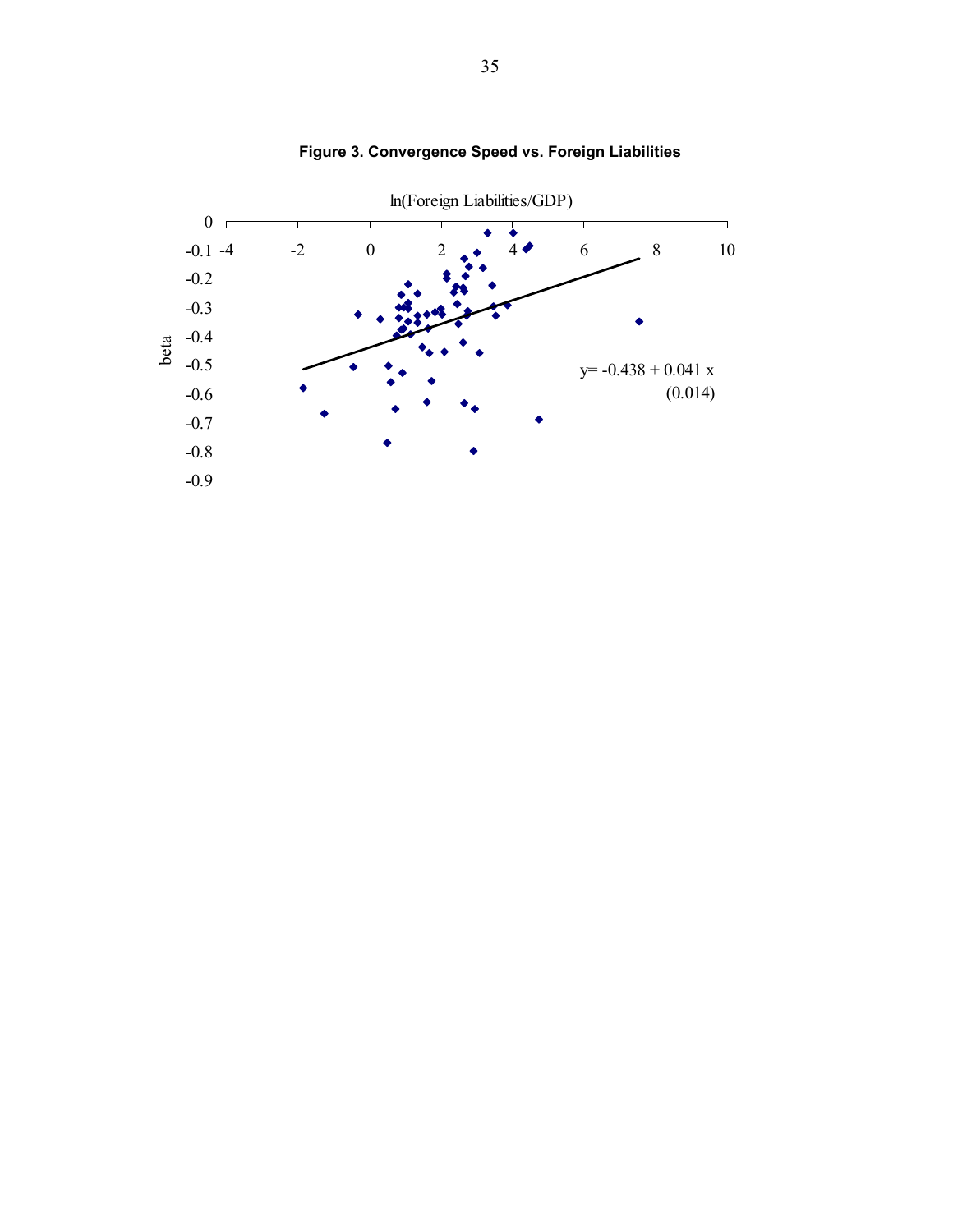**Figure 3. Convergence Speed vs. Foreign Liabilities**

ln(Foreign Liabilities/GDP)

-4 -2 0 2 4 6 8 10

0
-0.1
-0.2
-0.3
-0.4
-0.5
-0.6
-0.7
-0.8
-0.9

beta

y= -0.438 + 0.041 x
(0.014)